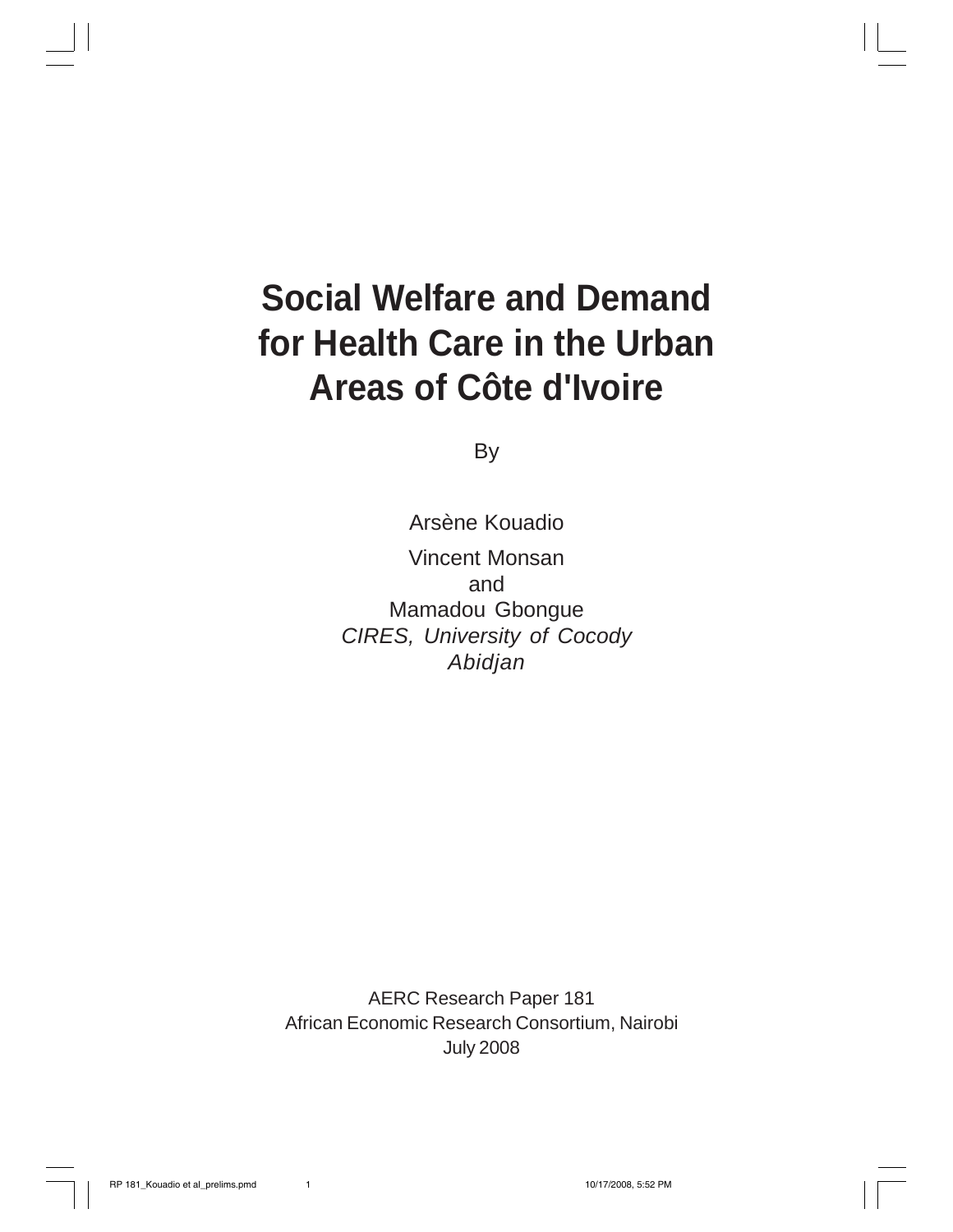# Social Welfare and Demand for Health Care in the Urban Areas of Côte d'Ivoire

By

Arsène Kouadio

Vincent Monsan
and
Mamadou Gbongue
*CIRES, University of Cocody*
*Abidjan*

AERC Research Paper 181
African Economic Research Consortium, Nairobi
July 2008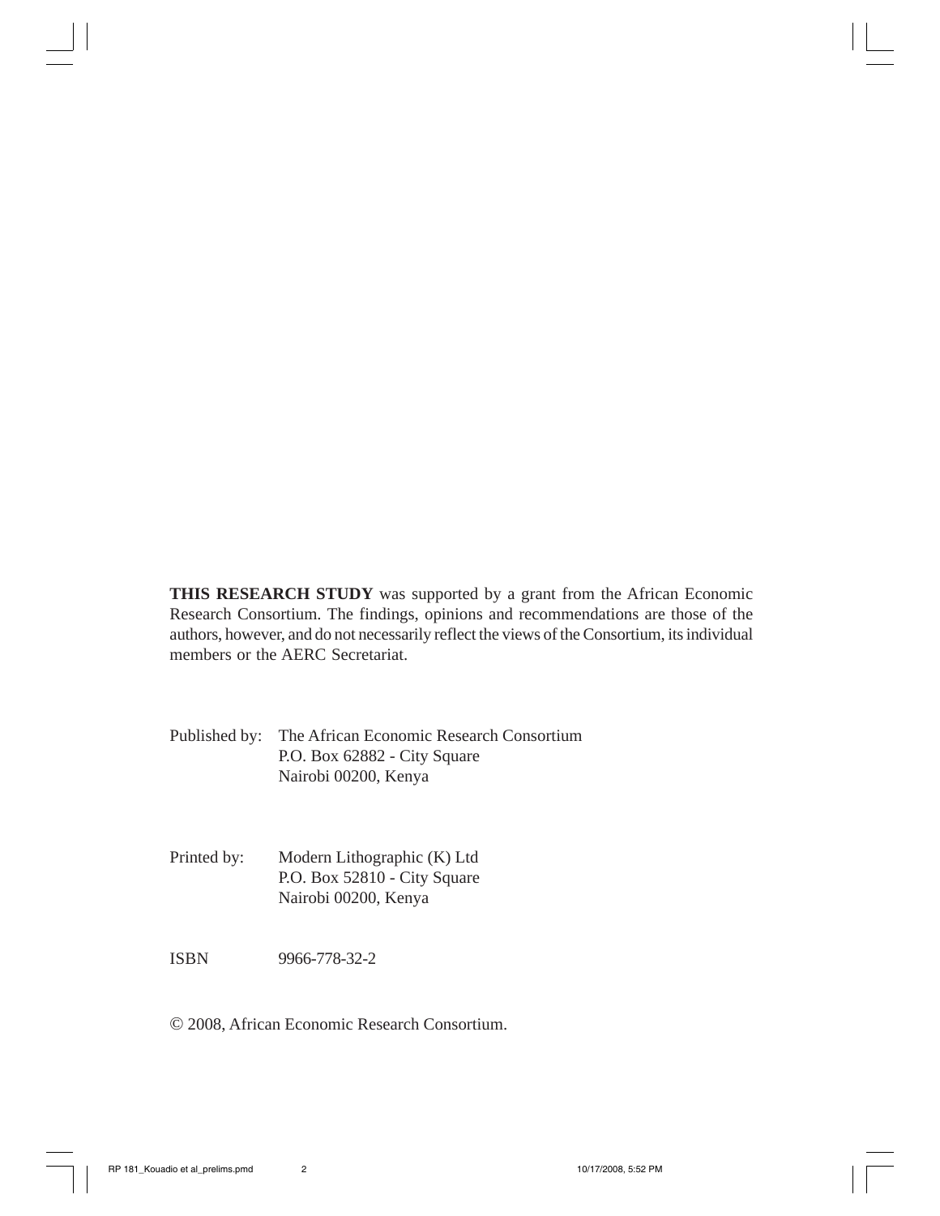**THIS RESEARCH STUDY** was supported by a grant from the African Economic Research Consortium. The findings, opinions and recommendations are those of the authors, however, and do not necessarily reflect the views of the Consortium, its individual members or the AERC Secretariat.

Published by: The African Economic Research Consortium
P.O. Box 62882 - City Square
Nairobi 00200, Kenya

Printed by: Modern Lithographic (K) Ltd
P.O. Box 52810 - City Square
Nairobi 00200, Kenya

ISBN 9966-778-32-2

© 2008, African Economic Research Consortium.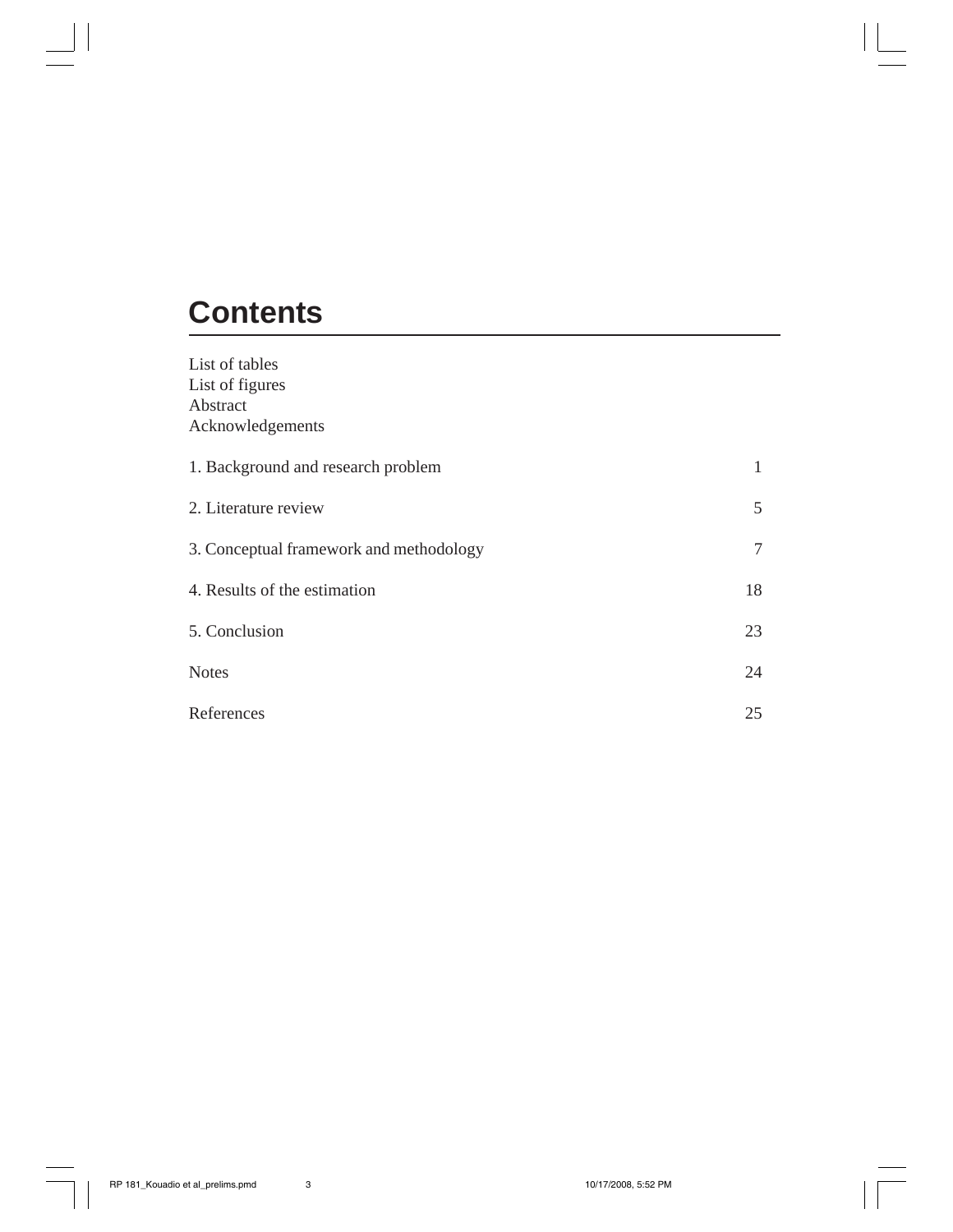# Contents

List of tables
List of figures
Abstract
Acknowledgements

| | |
|---|---|
| 1. Background and research problem | 1 |
| 2. Literature review | 5 |
| 3. Conceptual framework and methodology | 7 |
| 4. Results of the estimation | 18 |
| 5. Conclusion | 23 |
| Notes | 24 |
| References | 25 |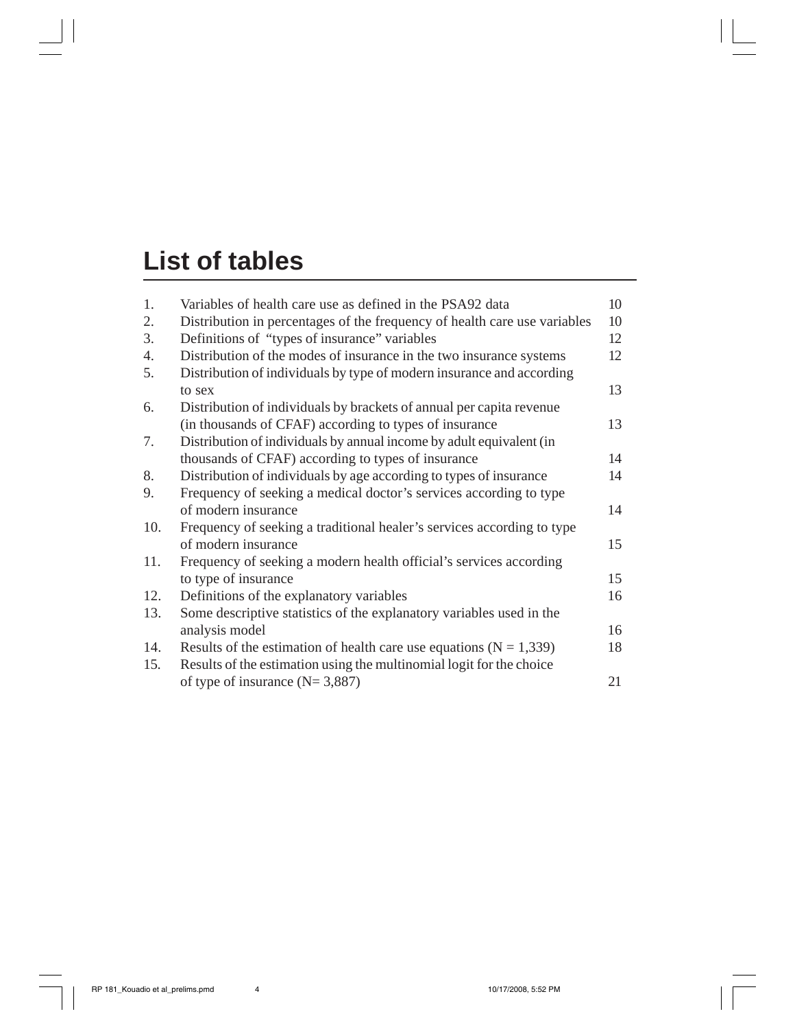# List of tables

| | | |
|---|---|---|
| 1. | Variables of health care use as defined in the PSA92 data | 10 |
| 2. | Distribution in percentages of the frequency of health care use variables | 10 |
| 3. | Definitions of "types of insurance" variables | 12 |
| 4. | Distribution of the modes of insurance in the two insurance systems | 12 |
| 5. | Distribution of individuals by type of modern insurance and according to sex | 13 |
| 6. | Distribution of individuals by brackets of annual per capita revenue (in thousands of CFAF) according to types of insurance | 13 |
| 7. | Distribution of individuals by annual income by adult equivalent (in thousands of CFAF) according to types of insurance | 14 |
| 8. | Distribution of individuals by age according to types of insurance | 14 |
| 9. | Frequency of seeking a medical doctor's services according to type of modern insurance | 14 |
| 10. | Frequency of seeking a traditional healer's services according to type of modern insurance | 15 |
| 11. | Frequency of seeking a modern health official's services according to type of insurance | 15 |
| 12. | Definitions of the explanatory variables | 16 |
| 13. | Some descriptive statistics of the explanatory variables used in the analysis model | 16 |
| 14. | Results of the estimation of health care use equations (N = 1,339) | 18 |
| 15. | Results of the estimation using the multinomial logit for the choice of type of insurance (N= 3,887) | 21 |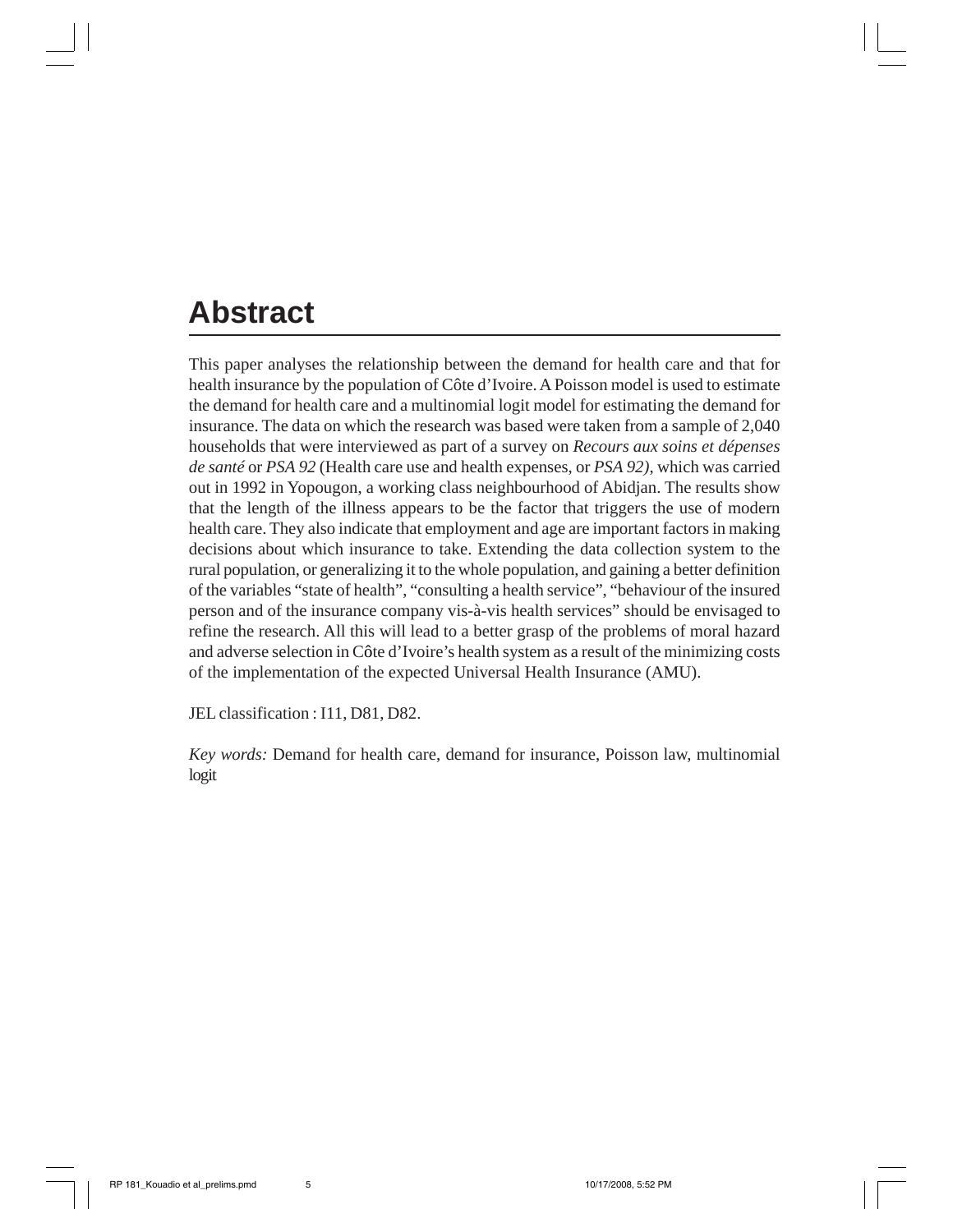# Abstract

This paper analyses the relationship between the demand for health care and that for health insurance by the population of Côte d'Ivoire. A Poisson model is used to estimate the demand for health care and a multinomial logit model for estimating the demand for insurance. The data on which the research was based were taken from a sample of 2,040 households that were interviewed as part of a survey on *Recours aux soins et dépenses de santé* or *PSA 92* (Health care use and health expenses, or *PSA 92)*, which was carried out in 1992 in Yopougon, a working class neighbourhood of Abidjan. The results show that the length of the illness appears to be the factor that triggers the use of modern health care. They also indicate that employment and age are important factors in making decisions about which insurance to take. Extending the data collection system to the rural population, or generalizing it to the whole population, and gaining a better definition of the variables "state of health", "consulting a health service", "behaviour of the insured person and of the insurance company vis-à-vis health services" should be envisaged to refine the research. All this will lead to a better grasp of the problems of moral hazard and adverse selection in Côte d'Ivoire's health system as a result of the minimizing costs of the implementation of the expected Universal Health Insurance (AMU).

JEL classification : I11, D81, D82.

*Key words:* Demand for health care, demand for insurance, Poisson law, multinomial logit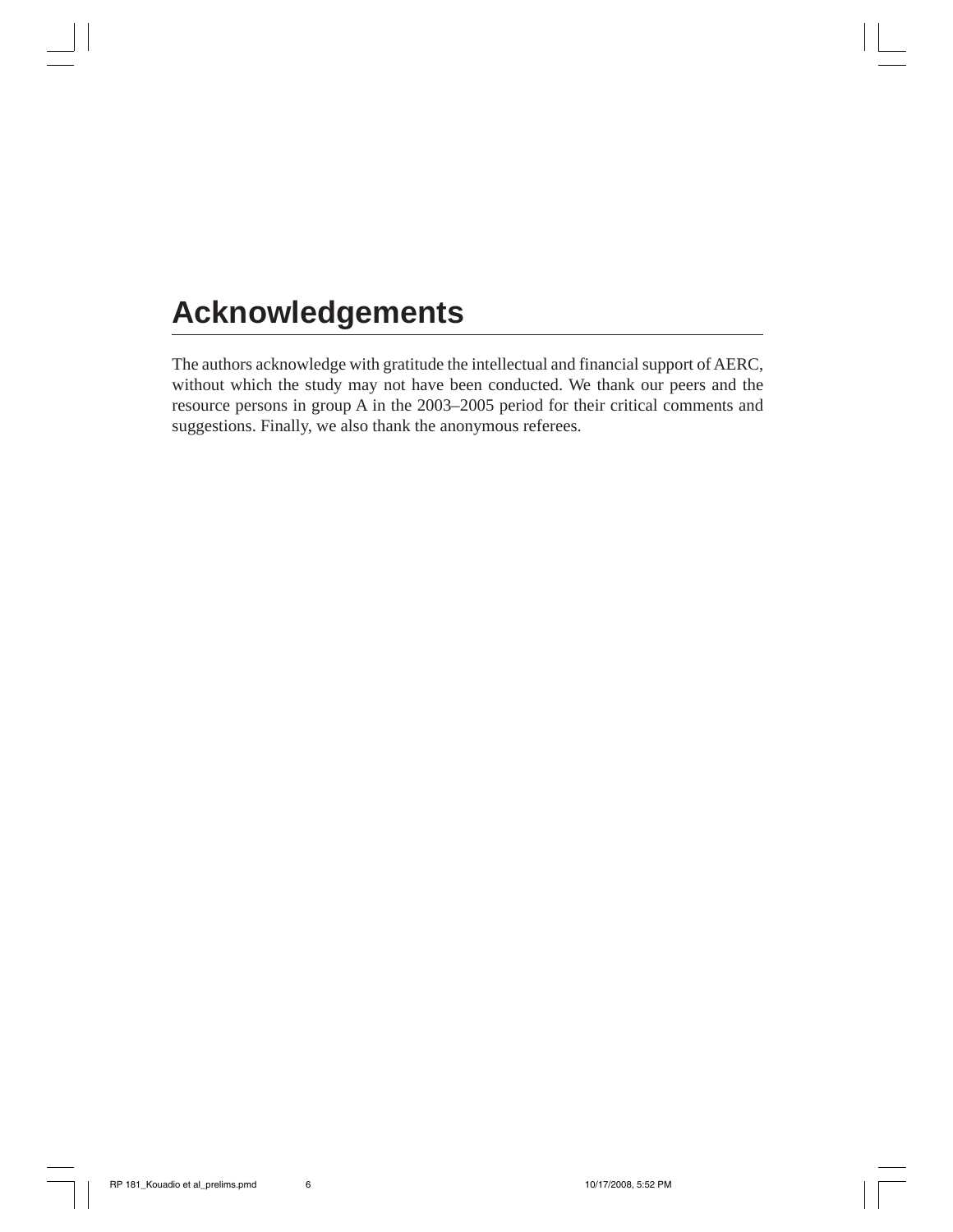# Acknowledgements

The authors acknowledge with gratitude the intellectual and financial support of AERC, without which the study may not have been conducted. We thank our peers and the resource persons in group A in the 2003–2005 period for their critical comments and suggestions. Finally, we also thank the anonymous referees.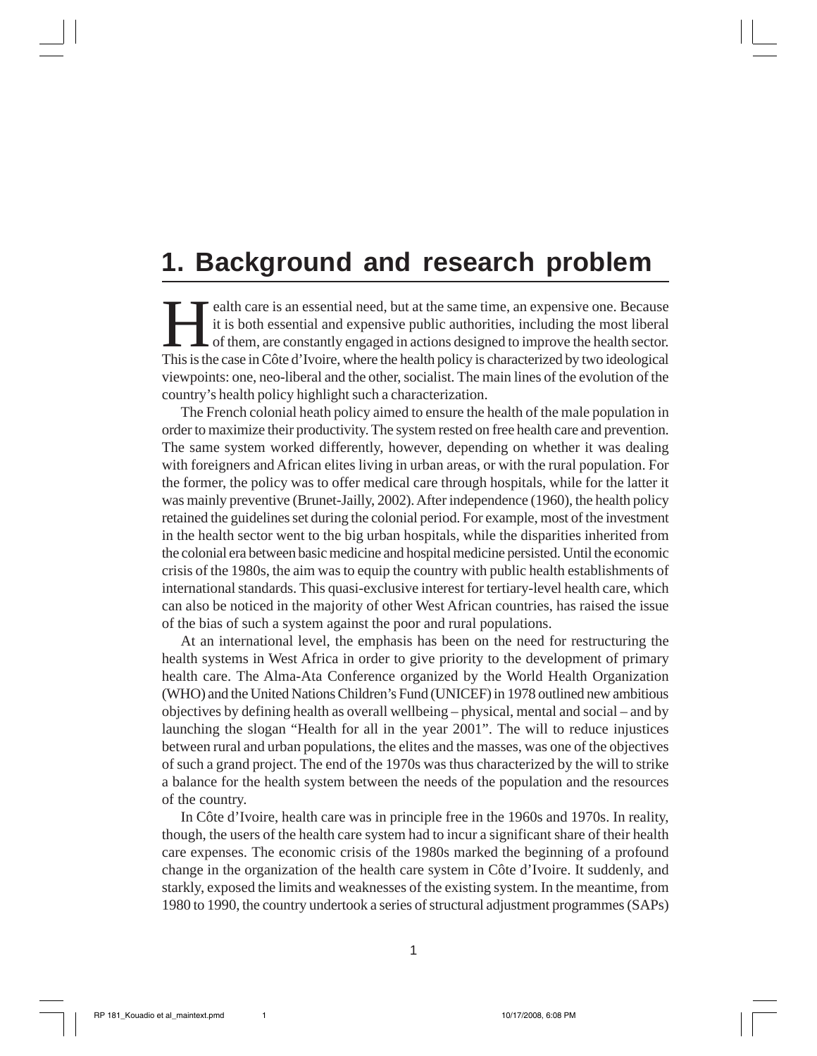# 1. Background and research problem

Health care is an essential need, but at the same time, an expensive one. Because it is both essential and expensive public authorities, including the most liberal of them, are constantly engaged in actions designed to improve the health sector. This is the case in Côte d'Ivoire, where the health policy is characterized by two ideological viewpoints: one, neo-liberal and the other, socialist. The main lines of the evolution of the country's health policy highlight such a characterization.

The French colonial heath policy aimed to ensure the health of the male population in order to maximize their productivity. The system rested on free health care and prevention. The same system worked differently, however, depending on whether it was dealing with foreigners and African elites living in urban areas, or with the rural population. For the former, the policy was to offer medical care through hospitals, while for the latter it was mainly preventive (Brunet-Jailly, 2002). After independence (1960), the health policy retained the guidelines set during the colonial period. For example, most of the investment in the health sector went to the big urban hospitals, while the disparities inherited from the colonial era between basic medicine and hospital medicine persisted. Until the economic crisis of the 1980s, the aim was to equip the country with public health establishments of international standards. This quasi-exclusive interest for tertiary-level health care, which can also be noticed in the majority of other West African countries, has raised the issue of the bias of such a system against the poor and rural populations.

At an international level, the emphasis has been on the need for restructuring the health systems in West Africa in order to give priority to the development of primary health care. The Alma-Ata Conference organized by the World Health Organization (WHO) and the United Nations Children's Fund (UNICEF) in 1978 outlined new ambitious objectives by defining health as overall wellbeing – physical, mental and social – and by launching the slogan "Health for all in the year 2001". The will to reduce injustices between rural and urban populations, the elites and the masses, was one of the objectives of such a grand project. The end of the 1970s was thus characterized by the will to strike a balance for the health system between the needs of the population and the resources of the country.

In Côte d'Ivoire, health care was in principle free in the 1960s and 1970s. In reality, though, the users of the health care system had to incur a significant share of their health care expenses. The economic crisis of the 1980s marked the beginning of a profound change in the organization of the health care system in Côte d'Ivoire. It suddenly, and starkly, exposed the limits and weaknesses of the existing system. In the meantime, from 1980 to 1990, the country undertook a series of structural adjustment programmes (SAPs)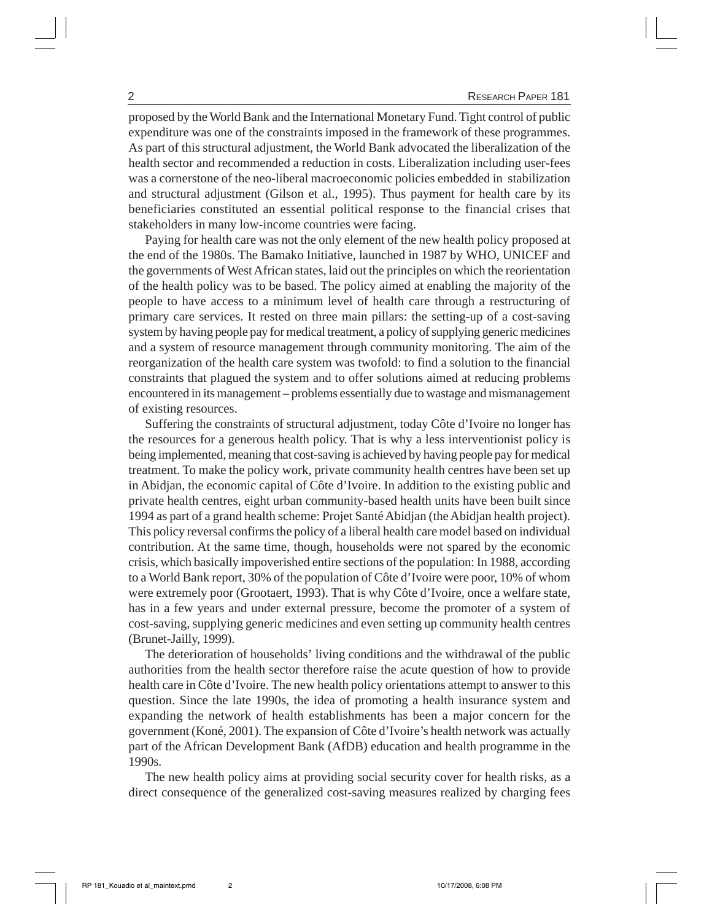proposed by the World Bank and the International Monetary Fund. Tight control of public expenditure was one of the constraints imposed in the framework of these programmes. As part of this structural adjustment, the World Bank advocated the liberalization of the health sector and recommended a reduction in costs. Liberalization including user-fees was a cornerstone of the neo-liberal macroeconomic policies embedded in stabilization and structural adjustment (Gilson et al., 1995). Thus payment for health care by its beneficiaries constituted an essential political response to the financial crises that stakeholders in many low-income countries were facing.

Paying for health care was not the only element of the new health policy proposed at the end of the 1980s. The Bamako Initiative, launched in 1987 by WHO, UNICEF and the governments of West African states, laid out the principles on which the reorientation of the health policy was to be based. The policy aimed at enabling the majority of the people to have access to a minimum level of health care through a restructuring of primary care services. It rested on three main pillars: the setting-up of a cost-saving system by having people pay for medical treatment, a policy of supplying generic medicines and a system of resource management through community monitoring. The aim of the reorganization of the health care system was twofold: to find a solution to the financial constraints that plagued the system and to offer solutions aimed at reducing problems encountered in its management – problems essentially due to wastage and mismanagement of existing resources.

Suffering the constraints of structural adjustment, today Côte d'Ivoire no longer has the resources for a generous health policy. That is why a less interventionist policy is being implemented, meaning that cost-saving is achieved by having people pay for medical treatment. To make the policy work, private community health centres have been set up in Abidjan, the economic capital of Côte d'Ivoire. In addition to the existing public and private health centres, eight urban community-based health units have been built since 1994 as part of a grand health scheme: Projet Santé Abidjan (the Abidjan health project). This policy reversal confirms the policy of a liberal health care model based on individual contribution. At the same time, though, households were not spared by the economic crisis, which basically impoverished entire sections of the population: In 1988, according to a World Bank report, 30% of the population of Côte d'Ivoire were poor, 10% of whom were extremely poor (Grootaert, 1993). That is why Côte d'Ivoire, once a welfare state, has in a few years and under external pressure, become the promoter of a system of cost-saving, supplying generic medicines and even setting up community health centres (Brunet-Jailly, 1999).

The deterioration of households' living conditions and the withdrawal of the public authorities from the health sector therefore raise the acute question of how to provide health care in Côte d'Ivoire. The new health policy orientations attempt to answer to this question. Since the late 1990s, the idea of promoting a health insurance system and expanding the network of health establishments has been a major concern for the government (Koné, 2001). The expansion of Côte d'Ivoire's health network was actually part of the African Development Bank (AfDB) education and health programme in the 1990s.

The new health policy aims at providing social security cover for health risks, as a direct consequence of the generalized cost-saving measures realized by charging fees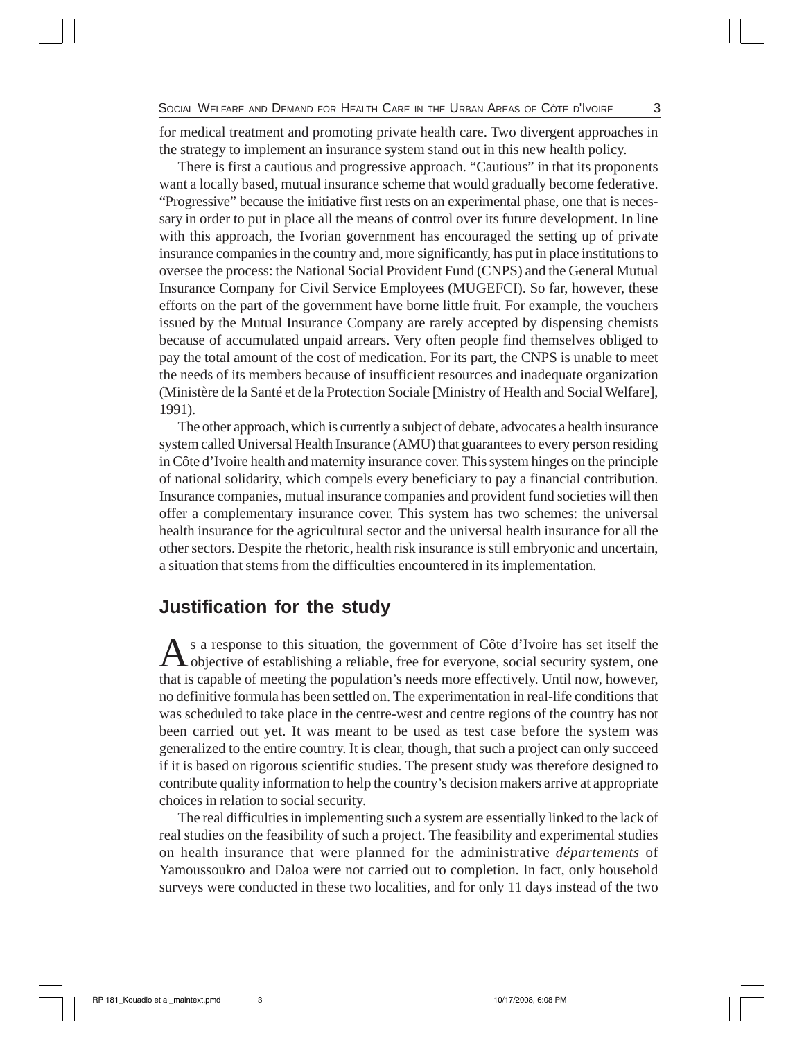for medical treatment and promoting private health care. Two divergent approaches in the strategy to implement an insurance system stand out in this new health policy.

There is first a cautious and progressive approach. "Cautious" in that its proponents want a locally based, mutual insurance scheme that would gradually become federative. "Progressive" because the initiative first rests on an experimental phase, one that is necessary in order to put in place all the means of control over its future development. In line with this approach, the Ivorian government has encouraged the setting up of private insurance companies in the country and, more significantly, has put in place institutions to oversee the process: the National Social Provident Fund (CNPS) and the General Mutual Insurance Company for Civil Service Employees (MUGEFCI). So far, however, these efforts on the part of the government have borne little fruit. For example, the vouchers issued by the Mutual Insurance Company are rarely accepted by dispensing chemists because of accumulated unpaid arrears. Very often people find themselves obliged to pay the total amount of the cost of medication. For its part, the CNPS is unable to meet the needs of its members because of insufficient resources and inadequate organization (Ministère de la Santé et de la Protection Sociale [Ministry of Health and Social Welfare], 1991).

The other approach, which is currently a subject of debate, advocates a health insurance system called Universal Health Insurance (AMU) that guarantees to every person residing in Côte d'Ivoire health and maternity insurance cover. This system hinges on the principle of national solidarity, which compels every beneficiary to pay a financial contribution. Insurance companies, mutual insurance companies and provident fund societies will then offer a complementary insurance cover. This system has two schemes: the universal health insurance for the agricultural sector and the universal health insurance for all the other sectors. Despite the rhetoric, health risk insurance is still embryonic and uncertain, a situation that stems from the difficulties encountered in its implementation.

## Justification for the study

As a response to this situation, the government of Côte d'Ivoire has set itself the objective of establishing a reliable, free for everyone, social security system, one that is capable of meeting the population's needs more effectively. Until now, however, no definitive formula has been settled on. The experimentation in real-life conditions that was scheduled to take place in the centre-west and centre regions of the country has not been carried out yet. It was meant to be used as test case before the system was generalized to the entire country. It is clear, though, that such a project can only succeed if it is based on rigorous scientific studies. The present study was therefore designed to contribute quality information to help the country's decision makers arrive at appropriate choices in relation to social security.

The real difficulties in implementing such a system are essentially linked to the lack of real studies on the feasibility of such a project. The feasibility and experimental studies on health insurance that were planned for the administrative *départements* of Yamoussoukro and Daloa were not carried out to completion. In fact, only household surveys were conducted in these two localities, and for only 11 days instead of the two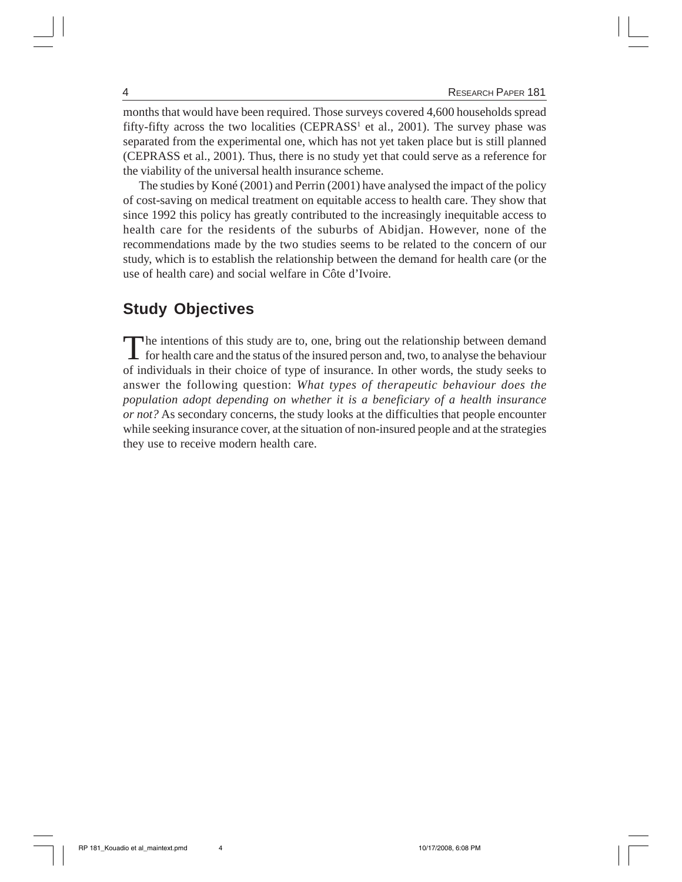months that would have been required. Those surveys covered 4,600 households spread fifty-fifty across the two localities (CEPRASS[1] et al., 2001). The survey phase was separated from the experimental one, which has not yet taken place but is still planned (CEPRASS et al., 2001). Thus, there is no study yet that could serve as a reference for the viability of the universal health insurance scheme.

The studies by Koné (2001) and Perrin (2001) have analysed the impact of the policy of cost-saving on medical treatment on equitable access to health care. They show that since 1992 this policy has greatly contributed to the increasingly inequitable access to health care for the residents of the suburbs of Abidjan. However, none of the recommendations made by the two studies seems to be related to the concern of our study, which is to establish the relationship between the demand for health care (or the use of health care) and social welfare in Côte d'Ivoire.

## Study Objectives

The intentions of this study are to, one, bring out the relationship between demand for health care and the status of the insured person and, two, to analyse the behaviour of individuals in their choice of type of insurance. In other words, the study seeks to answer the following question: *What types of therapeutic behaviour does the population adopt depending on whether it is a beneficiary of a health insurance or not?* As secondary concerns, the study looks at the difficulties that people encounter while seeking insurance cover, at the situation of non-insured people and at the strategies they use to receive modern health care.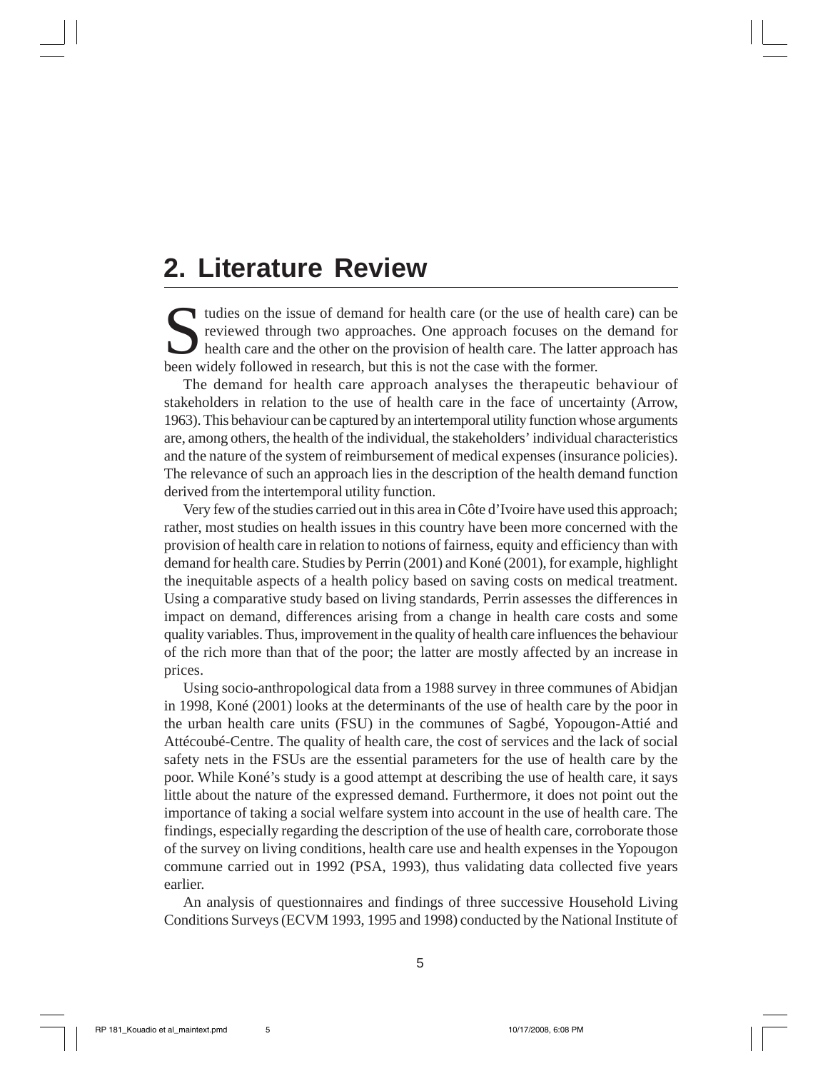## 2. Literature Review

Studies on the issue of demand for health care (or the use of health care) can be reviewed through two approaches. One approach focuses on the demand for health care and the other on the provision of health care. The latter approach has been widely followed in research, but this is not the case with the former.

The demand for health care approach analyses the therapeutic behaviour of stakeholders in relation to the use of health care in the face of uncertainty (Arrow, 1963). This behaviour can be captured by an intertemporal utility function whose arguments are, among others, the health of the individual, the stakeholders' individual characteristics and the nature of the system of reimbursement of medical expenses (insurance policies). The relevance of such an approach lies in the description of the health demand function derived from the intertemporal utility function.

Very few of the studies carried out in this area in Côte d'Ivoire have used this approach; rather, most studies on health issues in this country have been more concerned with the provision of health care in relation to notions of fairness, equity and efficiency than with demand for health care. Studies by Perrin (2001) and Koné (2001), for example, highlight the inequitable aspects of a health policy based on saving costs on medical treatment. Using a comparative study based on living standards, Perrin assesses the differences in impact on demand, differences arising from a change in health care costs and some quality variables. Thus, improvement in the quality of health care influences the behaviour of the rich more than that of the poor; the latter are mostly affected by an increase in prices.

Using socio-anthropological data from a 1988 survey in three communes of Abidjan in 1998, Koné (2001) looks at the determinants of the use of health care by the poor in the urban health care units (FSU) in the communes of Sagbé, Yopougon-Attié and Attécoubé-Centre. The quality of health care, the cost of services and the lack of social safety nets in the FSUs are the essential parameters for the use of health care by the poor. While Koné's study is a good attempt at describing the use of health care, it says little about the nature of the expressed demand. Furthermore, it does not point out the importance of taking a social welfare system into account in the use of health care. The findings, especially regarding the description of the use of health care, corroborate those of the survey on living conditions, health care use and health expenses in the Yopougon commune carried out in 1992 (PSA, 1993), thus validating data collected five years earlier.

An analysis of questionnaires and findings of three successive Household Living Conditions Surveys (ECVM 1993, 1995 and 1998) conducted by the National Institute of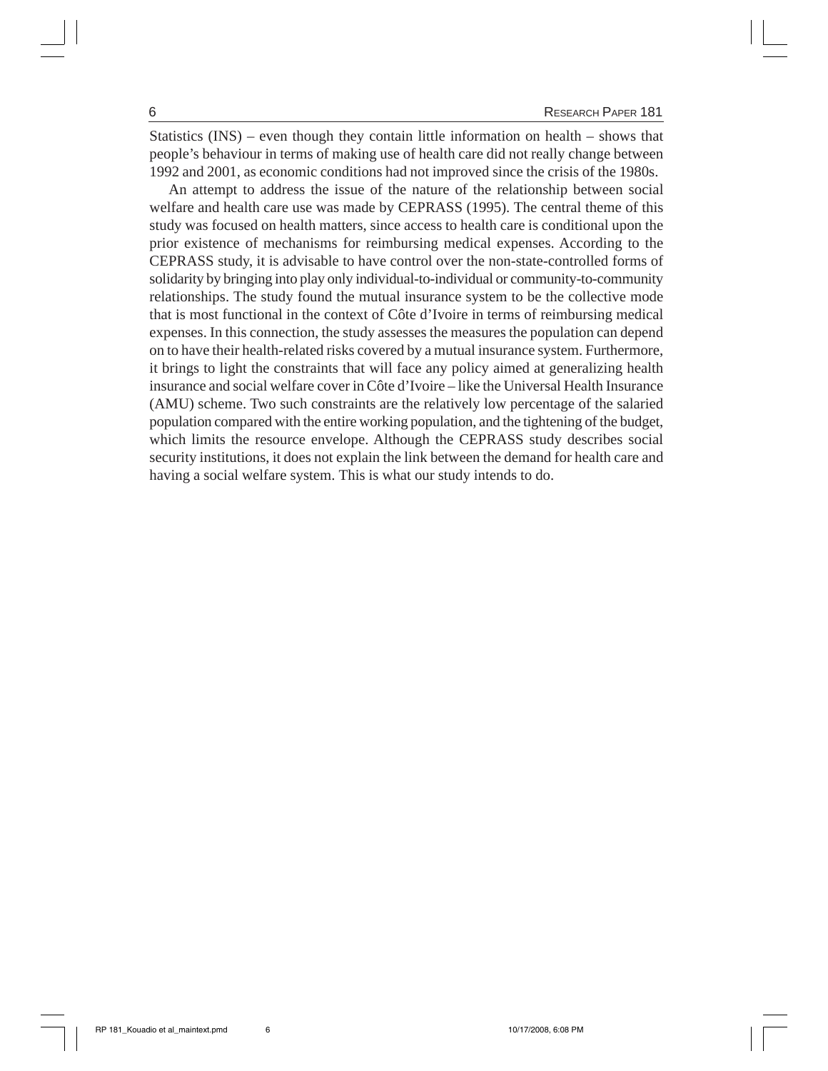Statistics (INS) – even though they contain little information on health – shows that people's behaviour in terms of making use of health care did not really change between 1992 and 2001, as economic conditions had not improved since the crisis of the 1980s.

An attempt to address the issue of the nature of the relationship between social welfare and health care use was made by CEPRASS (1995). The central theme of this study was focused on health matters, since access to health care is conditional upon the prior existence of mechanisms for reimbursing medical expenses. According to the CEPRASS study, it is advisable to have control over the non-state-controlled forms of solidarity by bringing into play only individual-to-individual or community-to-community relationships. The study found the mutual insurance system to be the collective mode that is most functional in the context of Côte d'Ivoire in terms of reimbursing medical expenses. In this connection, the study assesses the measures the population can depend on to have their health-related risks covered by a mutual insurance system. Furthermore, it brings to light the constraints that will face any policy aimed at generalizing health insurance and social welfare cover in Côte d'Ivoire – like the Universal Health Insurance (AMU) scheme. Two such constraints are the relatively low percentage of the salaried population compared with the entire working population, and the tightening of the budget, which limits the resource envelope. Although the CEPRASS study describes social security institutions, it does not explain the link between the demand for health care and having a social welfare system. This is what our study intends to do.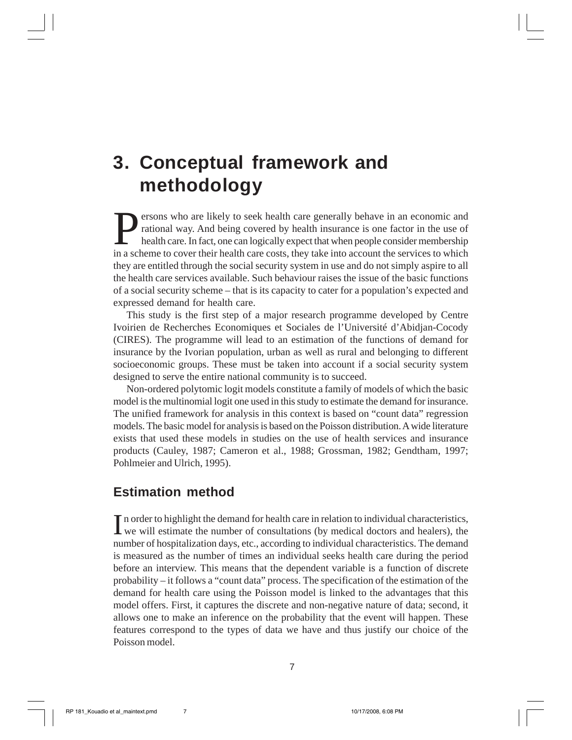# 3. Conceptual framework and methodology

Persons who are likely to seek health care generally behave in an economic and rational way. And being covered by health insurance is one factor in the use of health care. In fact, one can logically expect that when people consider membership in a scheme to cover their health care costs, they take into account the services to which they are entitled through the social security system in use and do not simply aspire to all the health care services available. Such behaviour raises the issue of the basic functions of a social security scheme – that is its capacity to cater for a population's expected and expressed demand for health care.

This study is the first step of a major research programme developed by Centre Ivoirien de Recherches Economiques et Sociales de l'Université d'Abidjan-Cocody (CIRES). The programme will lead to an estimation of the functions of demand for insurance by the Ivorian population, urban as well as rural and belonging to different socioeconomic groups. These must be taken into account if a social security system designed to serve the entire national community is to succeed.

Non-ordered polytomic logit models constitute a family of models of which the basic model is the multinomial logit one used in this study to estimate the demand for insurance. The unified framework for analysis in this context is based on "count data" regression models. The basic model for analysis is based on the Poisson distribution. A wide literature exists that used these models in studies on the use of health services and insurance products (Cauley, 1987; Cameron et al., 1988; Grossman, 1982; Gendtham, 1997; Pohlmeier and Ulrich, 1995).

## Estimation method

In order to highlight the demand for health care in relation to individual characteristics, we will estimate the number of consultations (by medical doctors and healers), the number of hospitalization days, etc., according to individual characteristics. The demand is measured as the number of times an individual seeks health care during the period before an interview. This means that the dependent variable is a function of discrete probability – it follows a "count data" process. The specification of the estimation of the demand for health care using the Poisson model is linked to the advantages that this model offers. First, it captures the discrete and non-negative nature of data; second, it allows one to make an inference on the probability that the event will happen. These features correspond to the types of data we have and thus justify our choice of the Poisson model.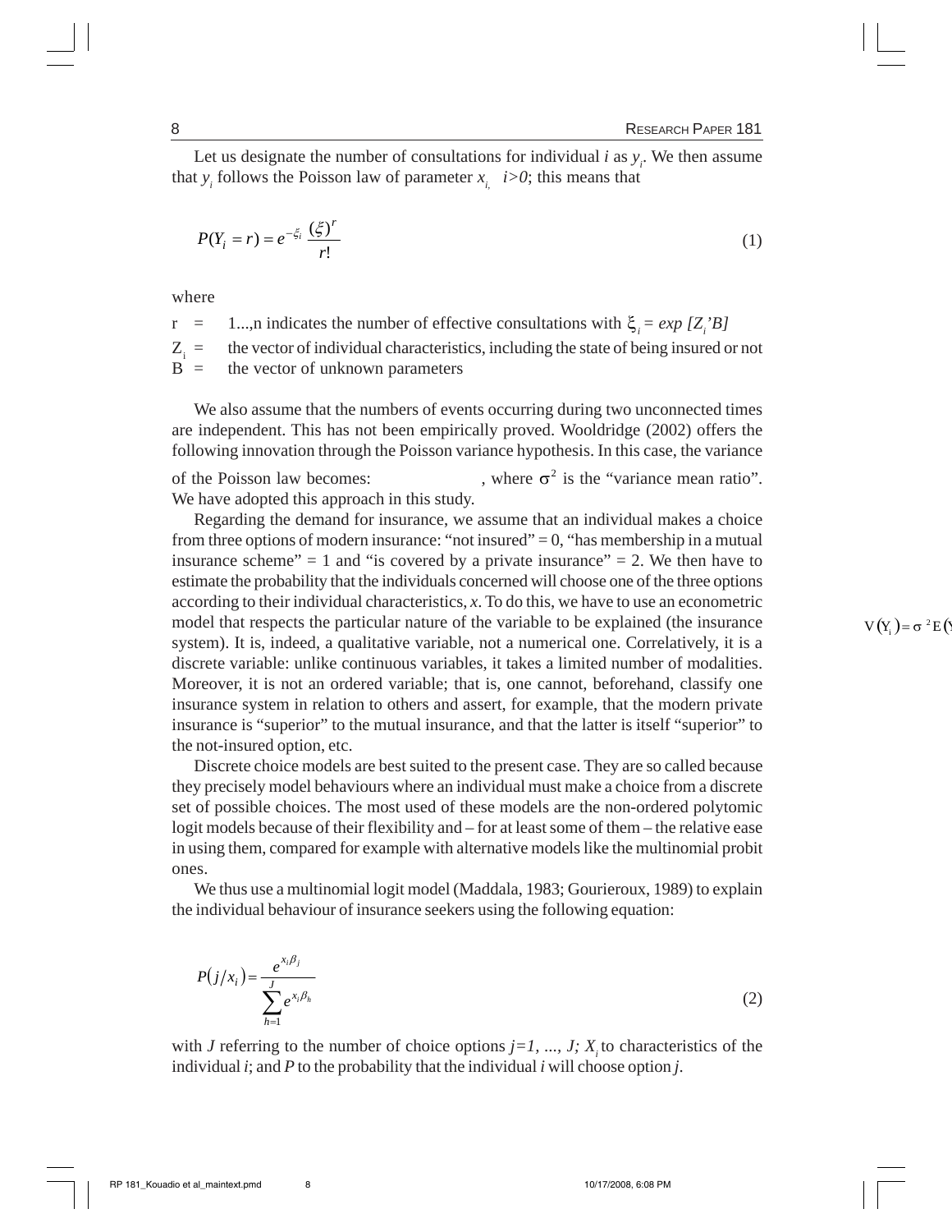Let us designate the number of consultations for individual $i$ as $y_i$. We then assume that $y_i$ follows the Poisson law of parameter $x_{i,}$ $i>0$; this means that

$$P(Y_i = r) = e^{-\xi_i} \frac{(\xi)^r}{r!} \tag{1}$$

where

r = 1...,n indicates the number of effective consultations with $\xi_i = exp\ [Z_i'B]$

$Z_i$ = the vector of individual characteristics, including the state of being insured or not

B = the vector of unknown parameters

We also assume that the numbers of events occurring during two unconnected times are independent. This has not been empirically proved. Wooldridge (2002) offers the following innovation through the Poisson variance hypothesis. In this case, the variance of the Poisson law becomes: $V(Y_i) = \sigma^2 E(Y$, where $\sigma^2$ is the "variance mean ratio". We have adopted this approach in this study.

Regarding the demand for insurance, we assume that an individual makes a choice from three options of modern insurance: "not insured" = 0, "has membership in a mutual insurance scheme" = 1 and "is covered by a private insurance" = 2. We then have to estimate the probability that the individuals concerned will choose one of the three options according to their individual characteristics, *x*. To do this, we have to use an econometric model that respects the particular nature of the variable to be explained (the insurance system). It is, indeed, a qualitative variable, not a numerical one. Correlatively, it is a discrete variable: unlike continuous variables, it takes a limited number of modalities. Moreover, it is not an ordered variable; that is, one cannot, beforehand, classify one insurance system in relation to others and assert, for example, that the modern private insurance is "superior" to the mutual insurance, and that the latter is itself "superior" to the not-insured option, etc.

Discrete choice models are best suited to the present case. They are so called because they precisely model behaviours where an individual must make a choice from a discrete set of possible choices. The most used of these models are the non-ordered polytomic logit models because of their flexibility and – for at least some of them – the relative ease in using them, compared for example with alternative models like the multinomial probit ones.

We thus use a multinomial logit model (Maddala, 1983; Gourieroux, 1989) to explain the individual behaviour of insurance seekers using the following equation:

$$P(j/x_i) = \frac{e^{x_i \beta_j}}{\sum_{h=1}^{J} e^{x_i \beta_h}} \tag{2}$$

with $J$ referring to the number of choice options $j=1, ..., J$; $X_i$ to characteristics of the individual $i$; and $P$ to the probability that the individual $i$ will choose option $j$.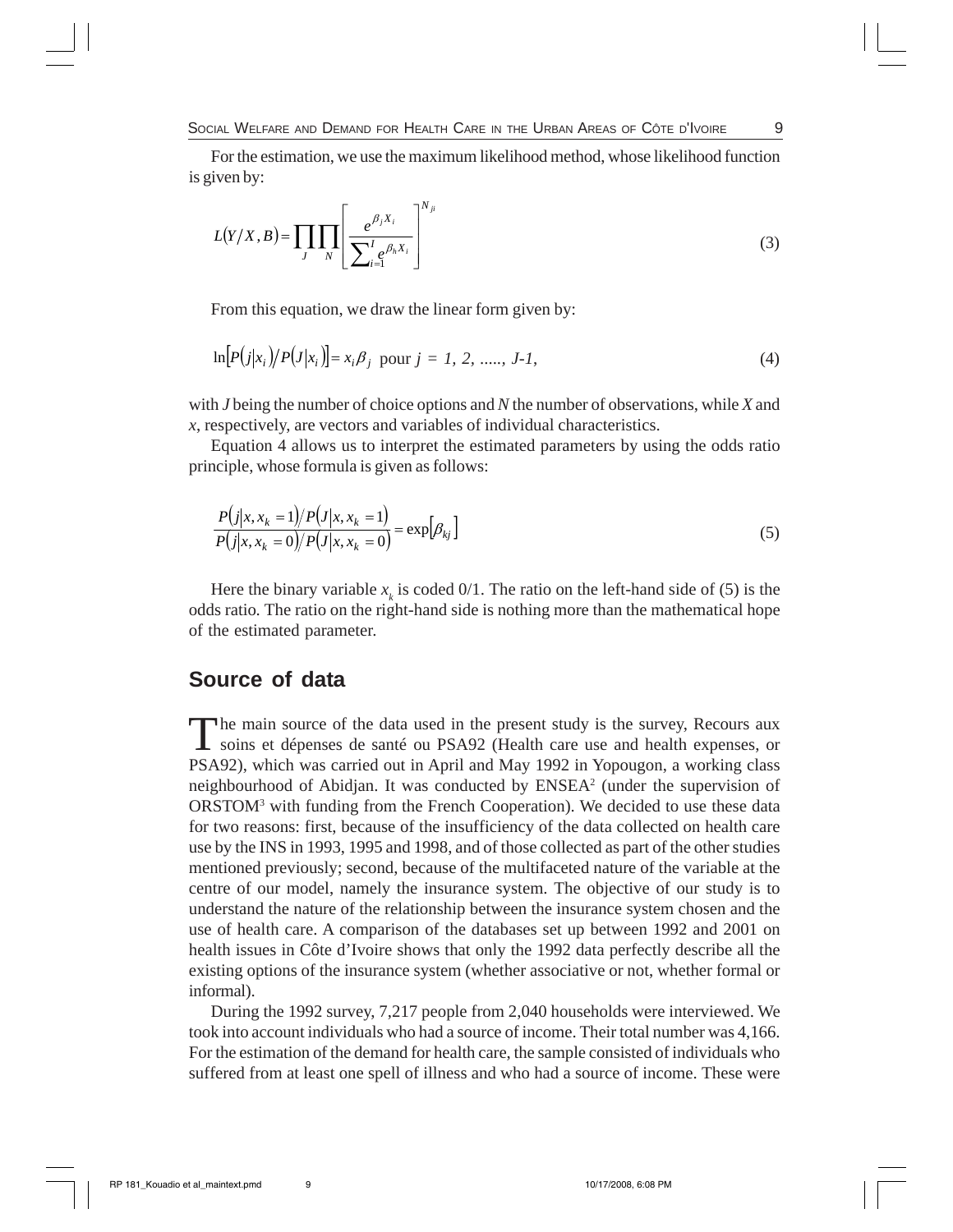For the estimation, we use the maximum likelihood method, whose likelihood function is given by:

$$L(Y/X, B) = \prod_{J} \prod_{N} \left[ \frac{e^{\beta_j X_i}}{\sum_{i=1}^{I} e^{\beta_h X_i}} \right]^{N_{ji}} \tag{3}$$

From this equation, we draw the linear form given by:

$$\ln\left[P(j|x_i)/P(J|x_i)\right] = x_i \beta_j \text{ pour } j = 1, 2, \ldots, J-1, \tag{4}$$

with $J$ being the number of choice options and $N$ the number of observations, while $X$ and $x$, respectively, are vectors and variables of individual characteristics.

Equation 4 allows us to interpret the estimated parameters by using the odds ratio principle, whose formula is given as follows:

$$\frac{P(j|x, x_k = 1)/P(J|x, x_k = 1)}{P(j|x, x_k = 0)/P(J|x, x_k = 0)} = \exp[\beta_{kj}] \tag{5}$$

Here the binary variable $x_k$ is coded 0/1. The ratio on the left-hand side of (5) is the odds ratio. The ratio on the right-hand side is nothing more than the mathematical hope of the estimated parameter.

## Source of data

The main source of the data used in the present study is the survey, Recours aux soins et dépenses de santé ou PSA92 (Health care use and health expenses, or PSA92), which was carried out in April and May 1992 in Yopougon, a working class neighbourhood of Abidjan. It was conducted by ENSEA[2] (under the supervision of ORSTOM[3] with funding from the French Cooperation). We decided to use these data for two reasons: first, because of the insufficiency of the data collected on health care use by the INS in 1993, 1995 and 1998, and of those collected as part of the other studies mentioned previously; second, because of the multifaceted nature of the variable at the centre of our model, namely the insurance system. The objective of our study is to understand the nature of the relationship between the insurance system chosen and the use of health care. A comparison of the databases set up between 1992 and 2001 on health issues in Côte d'Ivoire shows that only the 1992 data perfectly describe all the existing options of the insurance system (whether associative or not, whether formal or informal).

During the 1992 survey, 7,217 people from 2,040 households were interviewed. We took into account individuals who had a source of income. Their total number was 4,166. For the estimation of the demand for health care, the sample consisted of individuals who suffered from at least one spell of illness and who had a source of income. These were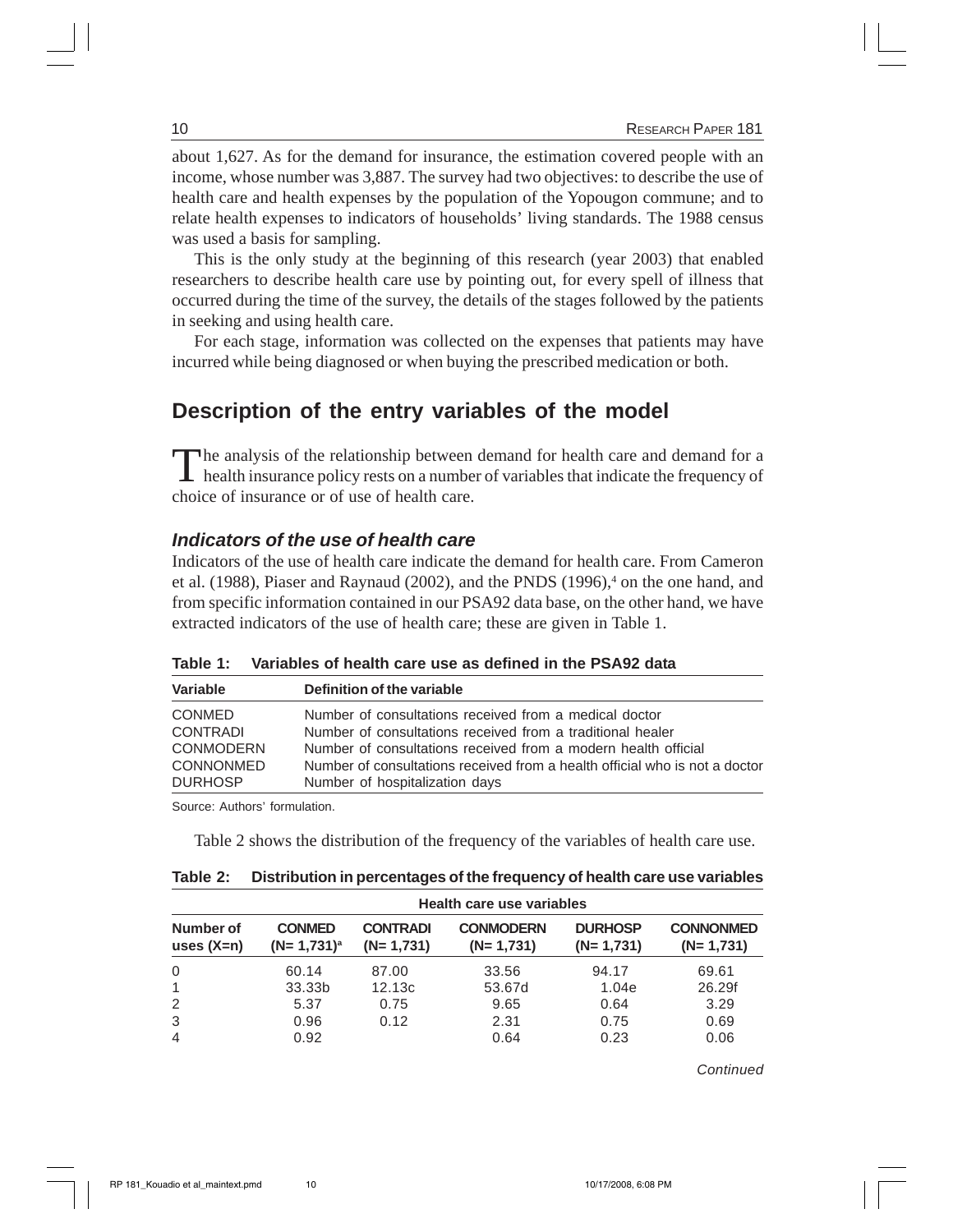about 1,627. As for the demand for insurance, the estimation covered people with an income, whose number was 3,887. The survey had two objectives: to describe the use of health care and health expenses by the population of the Yopougon commune; and to relate health expenses to indicators of households' living standards. The 1988 census was used a basis for sampling.

This is the only study at the beginning of this research (year 2003) that enabled researchers to describe health care use by pointing out, for every spell of illness that occurred during the time of the survey, the details of the stages followed by the patients in seeking and using health care.

For each stage, information was collected on the expenses that patients may have incurred while being diagnosed or when buying the prescribed medication or both.

## Description of the entry variables of the model

The analysis of the relationship between demand for health care and demand for a health insurance policy rests on a number of variables that indicate the frequency of choice of insurance or of use of health care.

### *Indicators of the use of health care*

Indicators of the use of health care indicate the demand for health care. From Cameron et al. (1988), Piaser and Raynaud (2002), and the PNDS (1996),[4] on the one hand, and from specific information contained in our PSA92 data base, on the other hand, we have extracted indicators of the use of health care; these are given in Table 1.

**Table 1: Variables of health care use as defined in the PSA92 data**

| Variable | Definition of the variable |
|---|---|
| CONMED | Number of consultations received from a medical doctor |
| CONTRADI | Number of consultations received from a traditional healer |
| CONMODERN | Number of consultations received from a modern health official |
| CONNONMED | Number of consultations received from a health official who is not a doctor |
| DURHOSP | Number of hospitalization days |

Source: Authors' formulation.

Table 2 shows the distribution of the frequency of the variables of health care use.

**Table 2: Distribution in percentages of the frequency of health care use variables**

| | Health care use variables | | | | |
|---|---|---|---|---|---|
| Number of uses (X=n) | CONMED (N= 1,731)[a] | CONTRADI (N= 1,731) | CONMODERN (N= 1,731) | DURHOSP (N= 1,731) | CONNONMED (N= 1,731) |
| 0 | 60.14 | 87.00 | 33.56 | 94.17 | 69.61 |
| 1 | 33.33b | 12.13c | 53.67d | 1.04e | 26.29f |
| 2 | 5.37 | 0.75 | 9.65 | 0.64 | 3.29 |
| 3 | 0.96 | 0.12 | 2.31 | 0.75 | 0.69 |
| 4 | 0.92 | | 0.64 | 0.23 | 0.06 |

*Continued*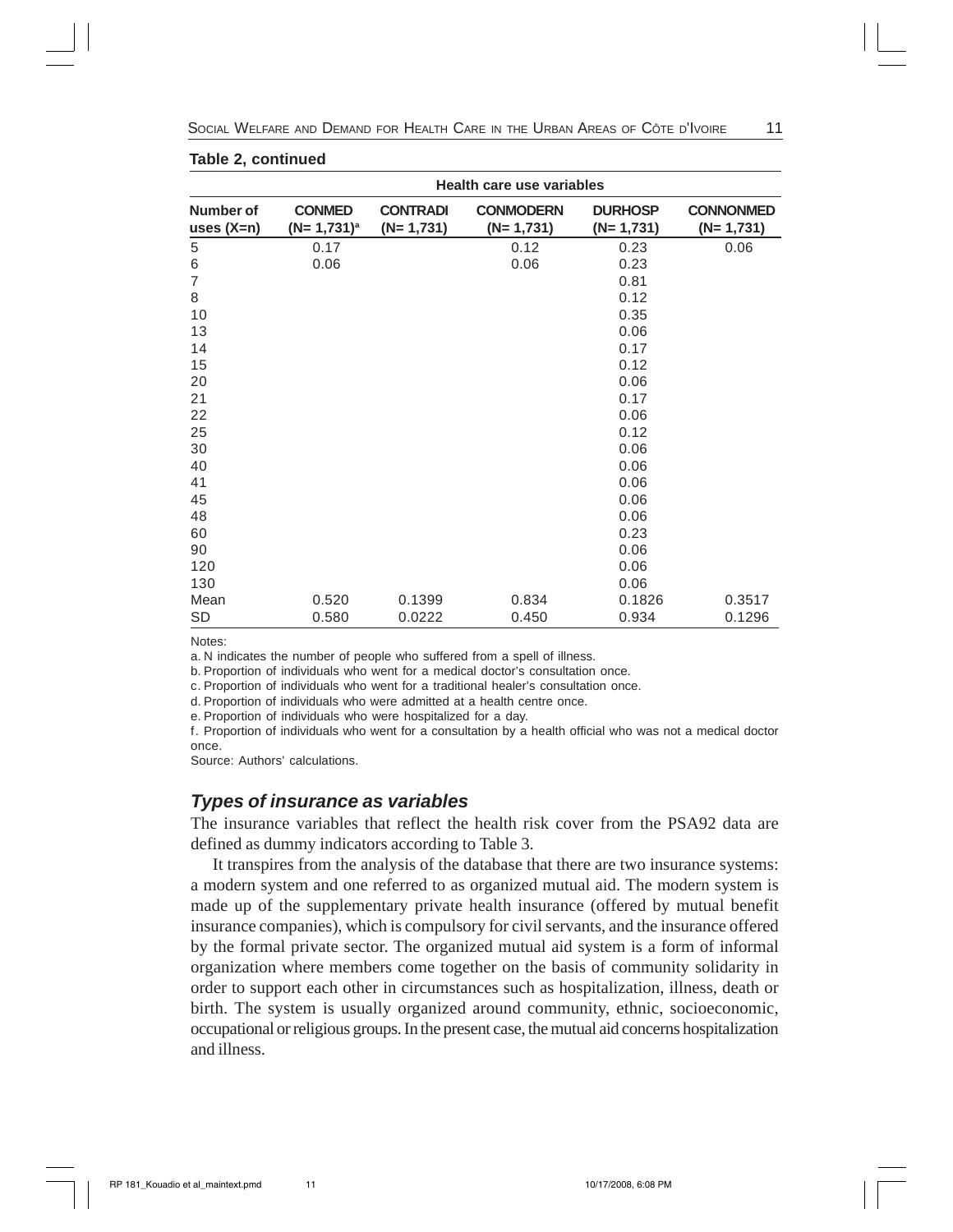**Table 2, continued**

| | Health care use variables | | | | |
|---|---|---|---|---|---|
| Number of uses (X=n) | CONMED (N= 1,731)[a] | CONTRADI (N= 1,731) | CONMODERN (N= 1,731) | DURHOSP (N= 1,731) | CONNONMED (N= 1,731) |
| 5 | 0.17 | | 0.12 | 0.23 | 0.06 |
| 6 | 0.06 | | 0.06 | 0.23 | |
| 7 | | | | 0.81 | |
| 8 | | | | 0.12 | |
| 10 | | | | 0.35 | |
| 13 | | | | 0.06 | |
| 14 | | | | 0.17 | |
| 15 | | | | 0.12 | |
| 20 | | | | 0.06 | |
| 21 | | | | 0.17 | |
| 22 | | | | 0.06 | |
| 25 | | | | 0.12 | |
| 30 | | | | 0.06 | |
| 40 | | | | 0.06 | |
| 41 | | | | 0.06 | |
| 45 | | | | 0.06 | |
| 48 | | | | 0.06 | |
| 60 | | | | 0.23 | |
| 90 | | | | 0.06 | |
| 120 | | | | 0.06 | |
| 130 | | | | 0.06 | |
| Mean | 0.520 | 0.1399 | 0.834 | 0.1826 | 0.3517 |
| SD | 0.580 | 0.0222 | 0.450 | 0.934 | 0.1296 |

Notes:

a. N indicates the number of people who suffered from a spell of illness.

b. Proportion of individuals who went for a medical doctor's consultation once.

c. Proportion of individuals who went for a traditional healer's consultation once.

d. Proportion of individuals who were admitted at a health centre once.

e. Proportion of individuals who were hospitalized for a day.

f. Proportion of individuals who went for a consultation by a health official who was not a medical doctor once.

Source: Authors' calculations.

### *Types of insurance as variables*

The insurance variables that reflect the health risk cover from the PSA92 data are defined as dummy indicators according to Table 3.

It transpires from the analysis of the database that there are two insurance systems: a modern system and one referred to as organized mutual aid. The modern system is made up of the supplementary private health insurance (offered by mutual benefit insurance companies), which is compulsory for civil servants, and the insurance offered by the formal private sector. The organized mutual aid system is a form of informal organization where members come together on the basis of community solidarity in order to support each other in circumstances such as hospitalization, illness, death or birth. The system is usually organized around community, ethnic, socioeconomic, occupational or religious groups. In the present case, the mutual aid concerns hospitalization and illness.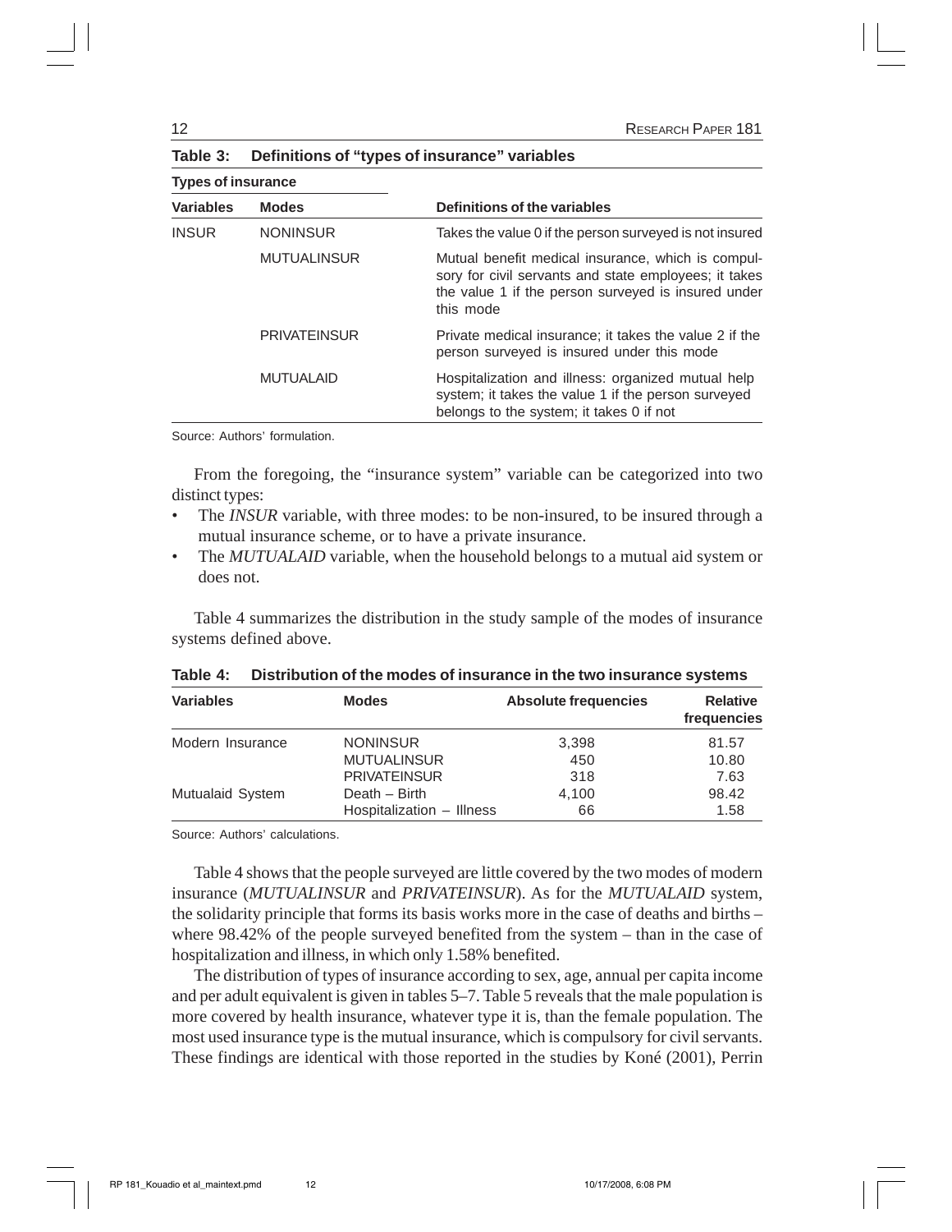**Table 3: Definitions of "types of insurance" variables**

| Types of insurance | | |
|---|---|---|
| **Variables** | **Modes** | **Definitions of the variables** |
| INSUR | NONINSUR | Takes the value 0 if the person surveyed is not insured |
| | MUTUALINSUR | Mutual benefit medical insurance, which is compulsory for civil servants and state employees; it takes the value 1 if the person surveyed is insured under this mode |
| | PRIVATEINSUR | Private medical insurance; it takes the value 2 if the person surveyed is insured under this mode |
| | MUTUALAID | Hospitalization and illness: organized mutual help system; it takes the value 1 if the person surveyed belongs to the system; it takes 0 if not |

Source: Authors' formulation.

From the foregoing, the "insurance system" variable can be categorized into two distinct types:

- The *INSUR* variable, with three modes: to be non-insured, to be insured through a mutual insurance scheme, or to have a private insurance.
- The *MUTUALAID* variable, when the household belongs to a mutual aid system or does not.

Table 4 summarizes the distribution in the study sample of the modes of insurance systems defined above.

**Table 4: Distribution of the modes of insurance in the two insurance systems**

| Variables | Modes | Absolute frequencies | Relative frequencies |
|---|---|---|---|
| Modern Insurance | NONINSUR | 3,398 | 81.57 |
| | MUTUALINSUR | 450 | 10.80 |
| | PRIVATEINSUR | 318 | 7.63 |
| Mutualaid System | Death – Birth | 4,100 | 98.42 |
| | Hospitalization – Illness | 66 | 1.58 |

Source: Authors' calculations.

Table 4 shows that the people surveyed are little covered by the two modes of modern insurance (*MUTUALINSUR* and *PRIVATEINSUR*). As for the *MUTUALAID* system, the solidarity principle that forms its basis works more in the case of deaths and births – where 98.42% of the people surveyed benefited from the system – than in the case of hospitalization and illness, in which only 1.58% benefited.

The distribution of types of insurance according to sex, age, annual per capita income and per adult equivalent is given in tables 5–7. Table 5 reveals that the male population is more covered by health insurance, whatever type it is, than the female population. The most used insurance type is the mutual insurance, which is compulsory for civil servants. These findings are identical with those reported in the studies by Koné (2001), Perrin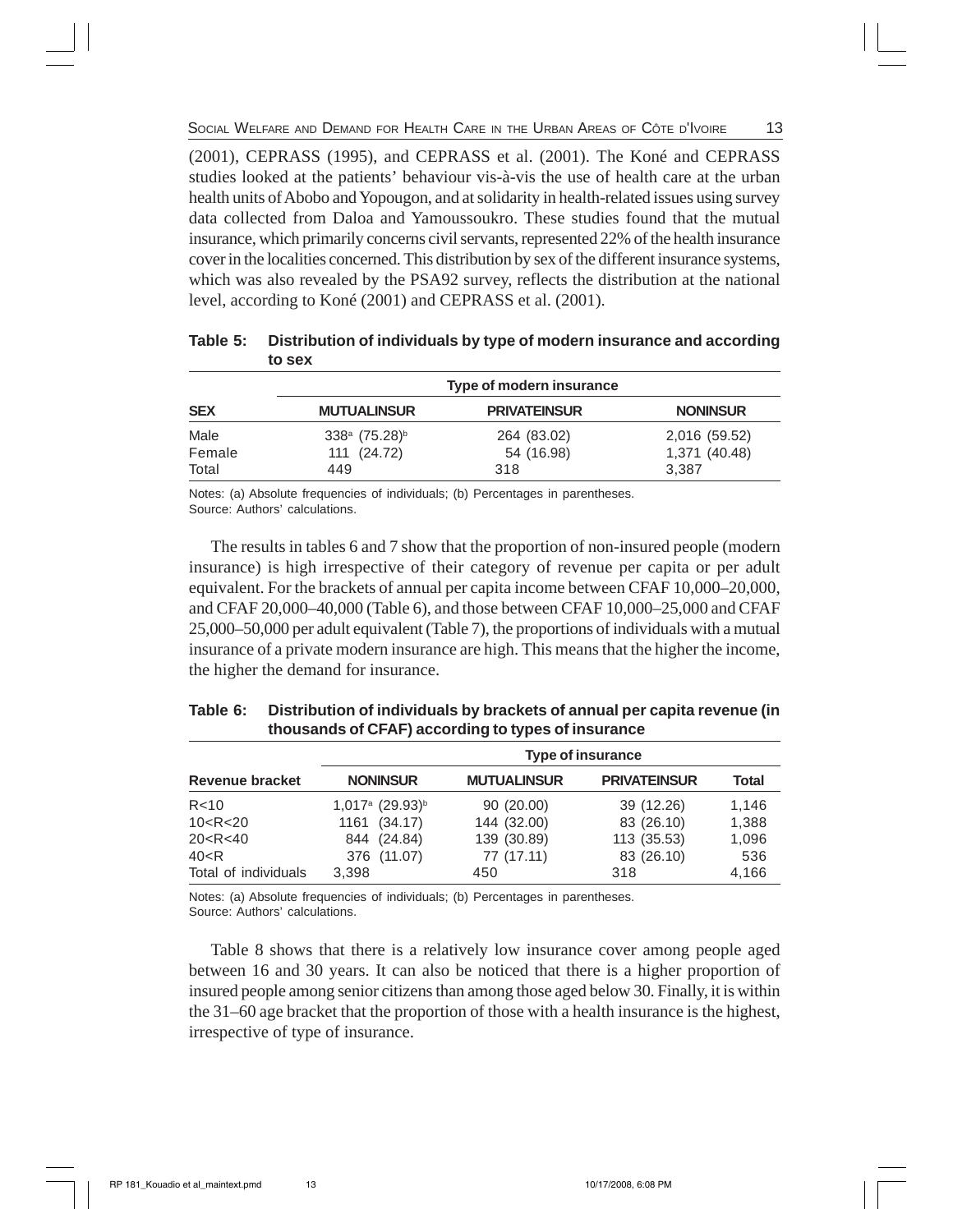(2001), CEPRASS (1995), and CEPRASS et al. (2001). The Koné and CEPRASS studies looked at the patients' behaviour vis-à-vis the use of health care at the urban health units of Abobo and Yopougon, and at solidarity in health-related issues using survey data collected from Daloa and Yamoussoukro. These studies found that the mutual insurance, which primarily concerns civil servants, represented 22% of the health insurance cover in the localities concerned. This distribution by sex of the different insurance systems, which was also revealed by the PSA92 survey, reflects the distribution at the national level, according to Koné (2001) and CEPRASS et al. (2001).

**Table 5: Distribution of individuals by type of modern insurance and according to sex**

| | Type of modern insurance | | |
|---|---|---|---|
| **SEX** | **MUTUALINSUR** | **PRIVATEINSUR** | **NONINSUR** |
| Male | 338[a] (75.28)[b] | 264 (83.02) | 2,016 (59.52) |
| Female | 111 (24.72) | 54 (16.98) | 1,371 (40.48) |
| Total | 449 | 318 | 3,387 |

Notes: (a) Absolute frequencies of individuals; (b) Percentages in parentheses.
Source: Authors' calculations.

The results in tables 6 and 7 show that the proportion of non-insured people (modern insurance) is high irrespective of their category of revenue per capita or per adult equivalent. For the brackets of annual per capita income between CFAF 10,000–20,000, and CFAF 20,000–40,000 (Table 6), and those between CFAF 10,000–25,000 and CFAF 25,000–50,000 per adult equivalent (Table 7), the proportions of individuals with a mutual insurance of a private modern insurance are high. This means that the higher the income, the higher the demand for insurance.

**Table 6: Distribution of individuals by brackets of annual per capita revenue (in thousands of CFAF) according to types of insurance**

| | Type of insurance | | | |
|---|---|---|---|---|
| **Revenue bracket** | **NONINSUR** | **MUTUALINSUR** | **PRIVATEINSUR** | **Total** |
| R<10 | 1,017[a] (29.93)[b] | 90 (20.00) | 39 (12.26) | 1,146 |
| 10<R<20 | 1161 (34.17) | 144 (32.00) | 83 (26.10) | 1,388 |
| 20<R<40 | 844 (24.84) | 139 (30.89) | 113 (35.53) | 1,096 |
| 40<R | 376 (11.07) | 77 (17.11) | 83 (26.10) | 536 |
| Total of individuals | 3,398 | 450 | 318 | 4,166 |

Notes: (a) Absolute frequencies of individuals; (b) Percentages in parentheses.
Source: Authors' calculations.

Table 8 shows that there is a relatively low insurance cover among people aged between 16 and 30 years. It can also be noticed that there is a higher proportion of insured people among senior citizens than among those aged below 30. Finally, it is within the 31–60 age bracket that the proportion of those with a health insurance is the highest, irrespective of type of insurance.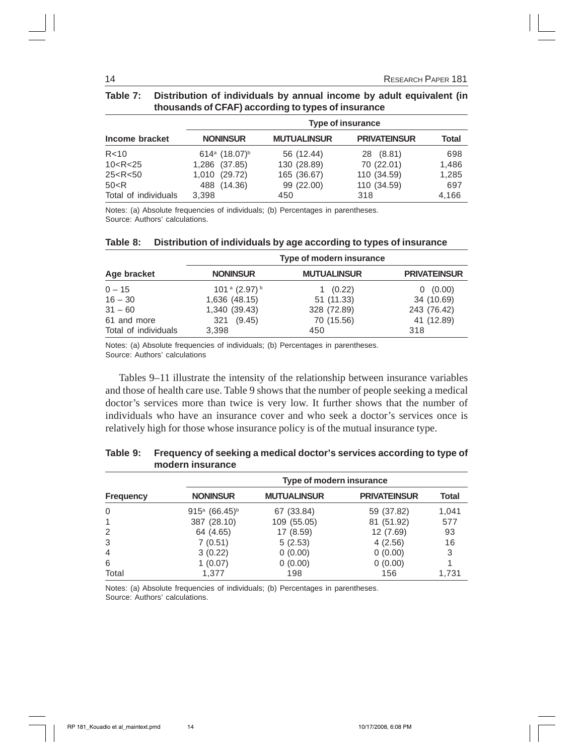**Table 7: Distribution of individuals by annual income by adult equivalent (in thousands of CFAF) according to types of insurance**

| | Type of insurance | | | |
|---|---|---|---|---|
| **Income bracket** | **NONINSUR** | **MUTUALINSUR** | **PRIVATEINSUR** | **Total** |
| R<10 | 614[a] (18.07)[b] | 56 (12.44) | 28 (8.81) | 698 |
| 10<R<25 | 1,286 (37.85) | 130 (28.89) | 70 (22.01) | 1,486 |
| 25<R<50 | 1,010 (29.72) | 165 (36.67) | 110 (34.59) | 1,285 |
| 50<R | 488 (14.36) | 99 (22.00) | 110 (34.59) | 697 |
| Total of individuals | 3,398 | 450 | 318 | 4,166 |

Notes: (a) Absolute frequencies of individuals; (b) Percentages in parentheses.
Source: Authors' calculations.

**Table 8: Distribution of individuals by age according to types of insurance**

| | Type of modern insurance | | |
|---|---|---|---|
| **Age bracket** | **NONINSUR** | **MUTUALINSUR** | **PRIVATEINSUR** |
| 0 – 15 | 101[a] (2.97)[b] | 1 (0.22) | 0 (0.00) |
| 16 – 30 | 1,636 (48.15) | 51 (11.33) | 34 (10.69) |
| 31 – 60 | 1,340 (39.43) | 328 (72.89) | 243 (76.42) |
| 61 and more | 321 (9.45) | 70 (15.56) | 41 (12.89) |
| Total of individuals | 3,398 | 450 | 318 |

Notes: (a) Absolute frequencies of individuals; (b) Percentages in parentheses.
Source: Authors' calculations

Tables 9–11 illustrate the intensity of the relationship between insurance variables and those of health care use. Table 9 shows that the number of people seeking a medical doctor's services more than twice is very low. It further shows that the number of individuals who have an insurance cover and who seek a doctor's services once is relatively high for those whose insurance policy is of the mutual insurance type.

**Table 9: Frequency of seeking a medical doctor's services according to type of modern insurance**

| | Type of modern insurance | | | |
|---|---|---|---|---|
| **Frequency** | **NONINSUR** | **MUTUALINSUR** | **PRIVATEINSUR** | **Total** |
| 0 | 915[a] (66.45)[b] | 67 (33.84) | 59 (37.82) | 1,041 |
| 1 | 387 (28.10) | 109 (55.05) | 81 (51.92) | 577 |
| 2 | 64 (4.65) | 17 (8.59) | 12 (7.69) | 93 |
| 3 | 7 (0.51) | 5 (2.53) | 4 (2.56) | 16 |
| 4 | 3 (0.22) | 0 (0.00) | 0 (0.00) | 3 |
| 6 | 1 (0.07) | 0 (0.00) | 0 (0.00) | 1 |
| Total | 1,377 | 198 | 156 | 1,731 |

Notes: (a) Absolute frequencies of individuals; (b) Percentages in parentheses.
Source: Authors' calculations.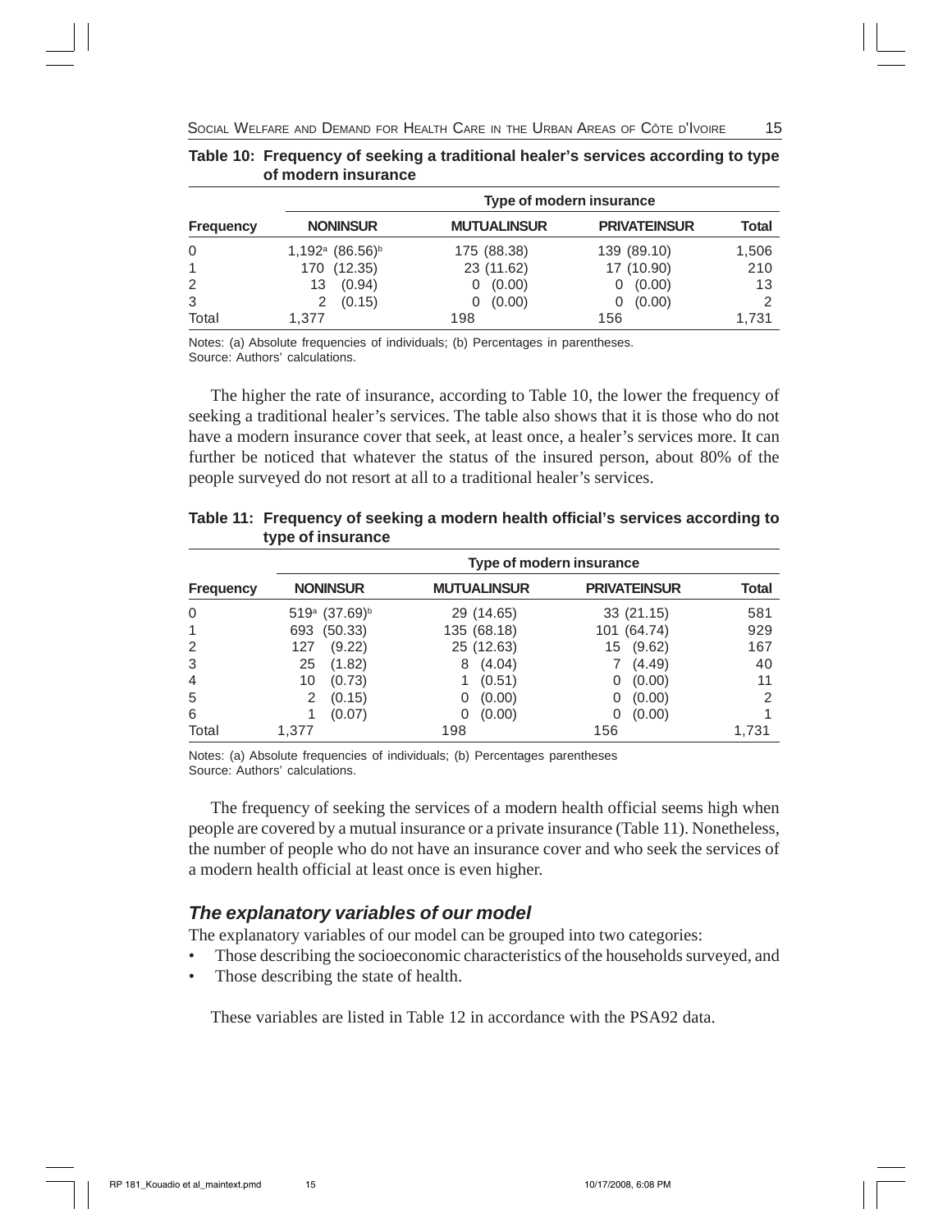**Table 10: Frequency of seeking a traditional healer's services according to type of modern insurance**

| | Type of modern insurance | | | |
|---|---|---|---|---|
| **Frequency** | **NONINSUR** | **MUTUALINSUR** | **PRIVATEINSUR** | **Total** |
| 0 | 1,192[a] (86.56)[b] | 175 (88.38) | 139 (89.10) | 1,506 |
| 1 | 170 (12.35) | 23 (11.62) | 17 (10.90) | 210 |
| 2 | 13 (0.94) | 0 (0.00) | 0 (0.00) | 13 |
| 3 | 2 (0.15) | 0 (0.00) | 0 (0.00) | 2 |
| Total | 1,377 | 198 | 156 | 1,731 |

Notes: (a) Absolute frequencies of individuals; (b) Percentages in parentheses.
Source: Authors' calculations.

The higher the rate of insurance, according to Table 10, the lower the frequency of seeking a traditional healer's services. The table also shows that it is those who do not have a modern insurance cover that seek, at least once, a healer's services more. It can further be noticed that whatever the status of the insured person, about 80% of the people surveyed do not resort at all to a traditional healer's services.

**Table 11: Frequency of seeking a modern health official's services according to type of insurance**

| | Type of modern insurance | | | |
|---|---|---|---|---|
| **Frequency** | **NONINSUR** | **MUTUALINSUR** | **PRIVATEINSUR** | **Total** |
| 0 | 519[a] (37.69)[b] | 29 (14.65) | 33 (21.15) | 581 |
| 1 | 693 (50.33) | 135 (68.18) | 101 (64.74) | 929 |
| 2 | 127 (9.22) | 25 (12.63) | 15 (9.62) | 167 |
| 3 | 25 (1.82) | 8 (4.04) | 7 (4.49) | 40 |
| 4 | 10 (0.73) | 1 (0.51) | 0 (0.00) | 11 |
| 5 | 2 (0.15) | 0 (0.00) | 0 (0.00) | 2 |
| 6 | 1 (0.07) | 0 (0.00) | 0 (0.00) | 1 |
| Total | 1,377 | 198 | 156 | 1,731 |

Notes: (a) Absolute frequencies of individuals; (b) Percentages parentheses
Source: Authors' calculations.

The frequency of seeking the services of a modern health official seems high when people are covered by a mutual insurance or a private insurance (Table 11). Nonetheless, the number of people who do not have an insurance cover and who seek the services of a modern health official at least once is even higher.

### *The explanatory variables of our model*

The explanatory variables of our model can be grouped into two categories:

- Those describing the socioeconomic characteristics of the households surveyed, and
- Those describing the state of health.

These variables are listed in Table 12 in accordance with the PSA92 data.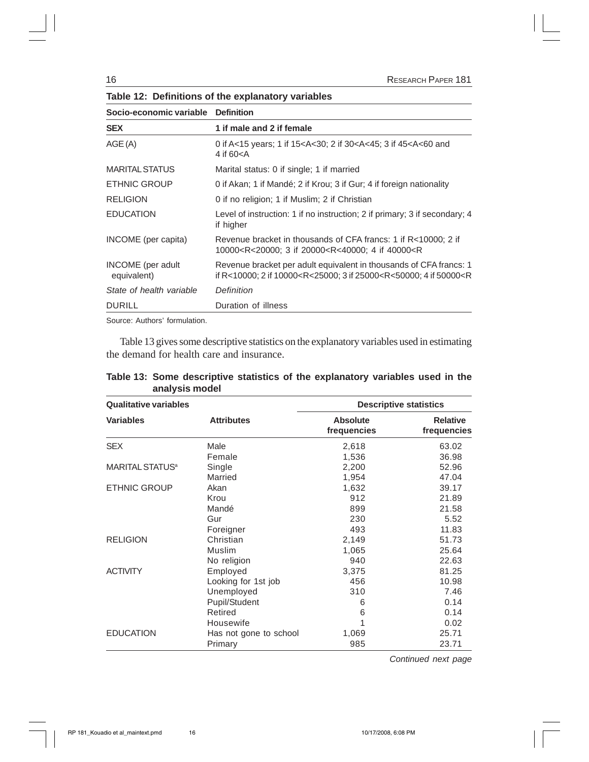**Table 12: Definitions of the explanatory variables**

| Socio-economic variable | Definition |
|---|---|
| **SEX** | **1 if male and 2 if female** |
| AGE (A) | 0 if A<15 years; 1 if 15<A<30; 2 if 30<A<45; 3 if 45<A<60 and 4 if 60<A |
| MARITAL STATUS | Marital status: 0 if single; 1 if married |
| ETHNIC GROUP | 0 if Akan; 1 if Mandé; 2 if Krou; 3 if Gur; 4 if foreign nationality |
| RELIGION | 0 if no religion; 1 if Muslim; 2 if Christian |
| EDUCATION | Level of instruction: 1 if no instruction; 2 if primary; 3 if secondary; 4 if higher |
| INCOME (per capita) | Revenue bracket in thousands of CFA francs: 1 if R<10000; 2 if 10000<R<20000; 3 if 20000<R<40000; 4 if 40000<R |
| INCOME (per adult equivalent) | Revenue bracket per adult equivalent in thousands of CFA francs: 1 if R<10000; 2 if 10000<R<25000; 3 if 25000<R<50000; 4 if 50000<R |
| *State of health variable* | *Definition* |
| DURILL | Duration of illness |

Source: Authors' formulation.

Table 13 gives some descriptive statistics on the explanatory variables used in estimating the demand for health care and insurance.

**Table 13: Some descriptive statistics of the explanatory variables used in the analysis model**

| Qualitative variables | | Descriptive statistics | |
|---|---|---|---|
| **Variables** | **Attributes** | **Absolute frequencies** | **Relative frequencies** |
| SEX | Male | 2,618 | 63.02 |
| | Female | 1,536 | 36.98 |
| MARITAL STATUS[a] | Single | 2,200 | 52.96 |
| | Married | 1,954 | 47.04 |
| ETHNIC GROUP | Akan | 1,632 | 39.17 |
| | Krou | 912 | 21.89 |
| | Mandé | 899 | 21.58 |
| | Gur | 230 | 5.52 |
| | Foreigner | 493 | 11.83 |
| RELIGION | Christian | 2,149 | 51.73 |
| | Muslim | 1,065 | 25.64 |
| | No religion | 940 | 22.63 |
| ACTIVITY | Employed | 3,375 | 81.25 |
| | Looking for 1st job | 456 | 10.98 |
| | Unemployed | 310 | 7.46 |
| | Pupil/Student | 6 | 0.14 |
| | Retired | 6 | 0.14 |
| | Housewife | 1 | 0.02 |
| EDUCATION | Has not gone to school | 1,069 | 25.71 |
| | Primary | 985 | 23.71 |

*Continued next page*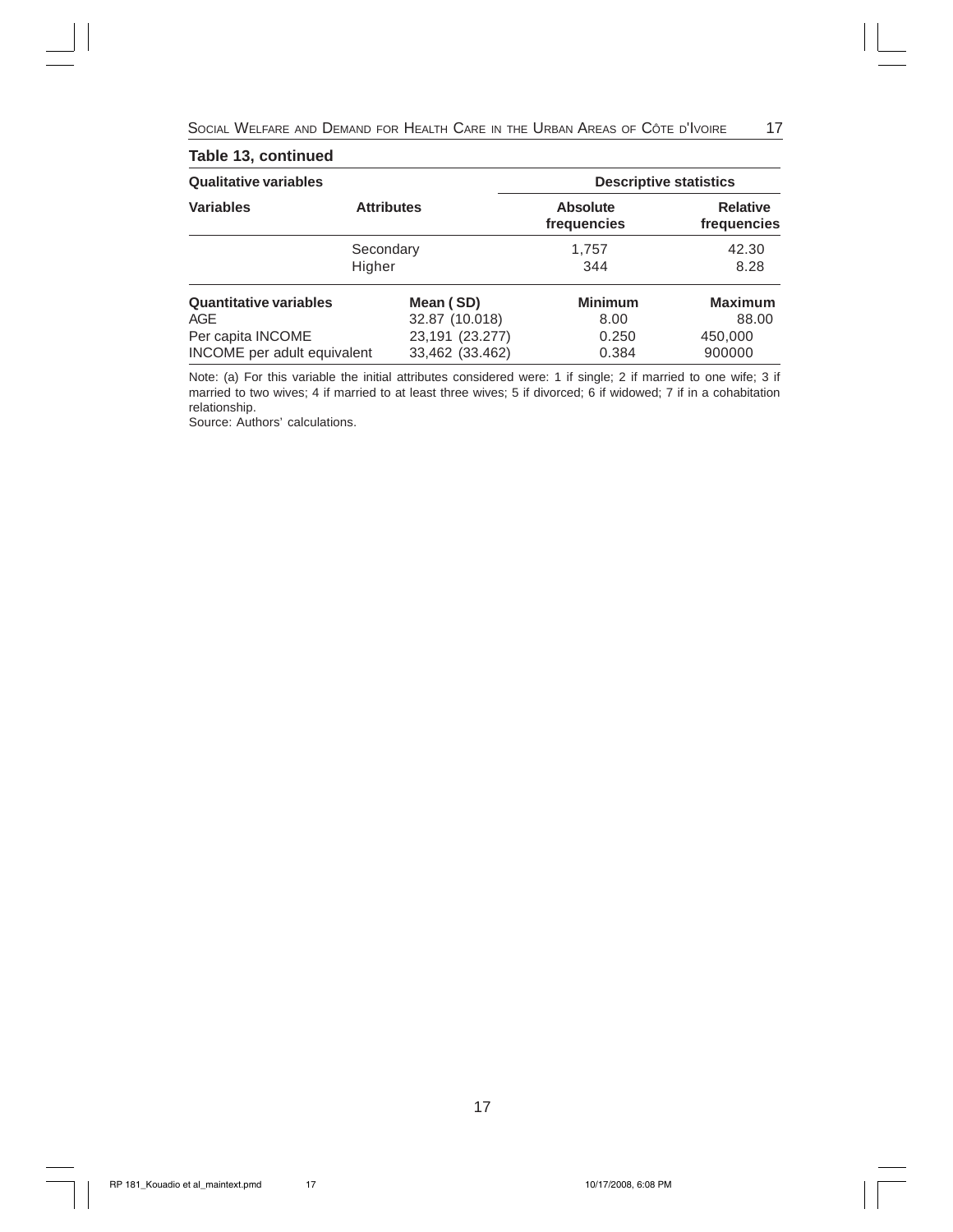**Table 13, continued**

| Qualitative variables | | Descriptive statistics | |
|---|---|---|---|
| Variables | Attributes | Absolute frequencies | Relative frequencies |
| | Secondary | 1,757 | 42.30 |
| | Higher | 344 | 8.28 |
| **Quantitative variables** | **Mean ( SD)** | **Minimum** | **Maximum** |
| AGE | 32.87 (10.018) | 8.00 | 88.00 |
| Per capita INCOME | 23,191 (23.277) | 0.250 | 450,000 |
| INCOME per adult equivalent | 33,462 (33.462) | 0.384 | 900000 |

Note: (a) For this variable the initial attributes considered were: 1 if single; 2 if married to one wife; 3 if married to two wives; 4 if married to at least three wives; 5 if divorced; 6 if widowed; 7 if in a cohabitation relationship.

Source: Authors' calculations.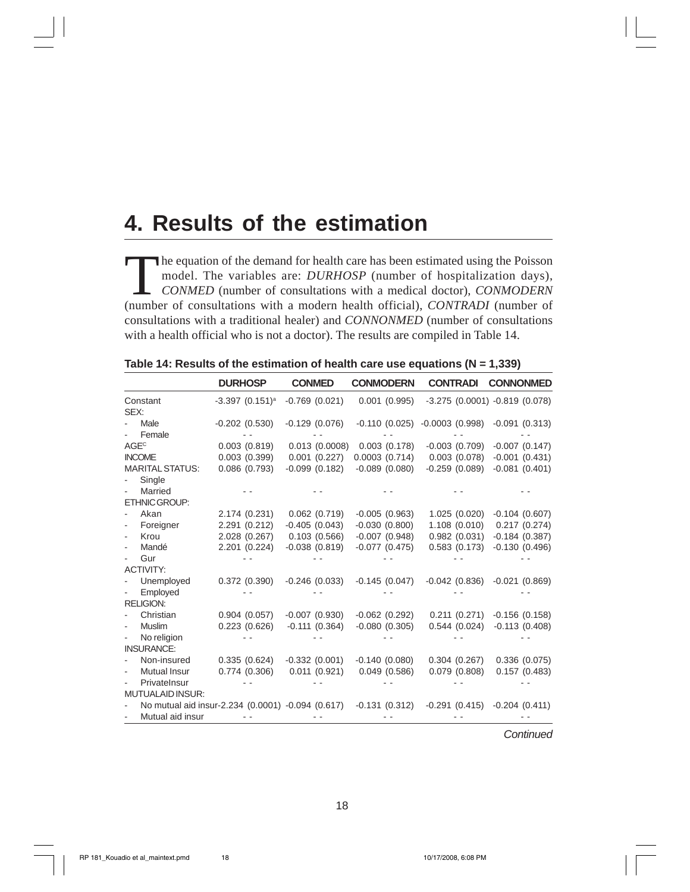# 4. Results of the estimation

The equation of the demand for health care has been estimated using the Poisson model. The variables are: *DURHOSP* (number of hospitalization days), *CONMED* (number of consultations with a medical doctor), *CONMODERN* (number of consultations with a modern health official), *CONTRADI* (number of consultations with a traditional healer) and *CONNONMED* (number of consultations with a health official who is not a doctor). The results are compiled in Table 14.

**Table 14: Results of the estimation of health care use equations (N = 1,339)**

| | **DURHOSP** | **CONMED** | **CONMODERN** | **CONTRADI** | **CONNONMED** |
|---|---|---|---|---|---|
| Constant | -3.397 (0.151)[a] | -0.769 (0.021) | 0.001 (0.995) | -3.275 (0.0001) | -0.819 (0.078) |
| SEX: | | | | | |
| - Male | -0.202 (0.530) | -0.129 (0.076) | -0.110 (0.025) | -0.0003 (0.998) | -0.091 (0.313) |
| - Female | - - | - - | - - | - - | - - |
| AGE[C] | 0.003 (0.819) | 0.013 (0.0008) | 0.003 (0.178) | -0.003 (0.709) | -0.007 (0.147) |
| INCOME | 0.003 (0.399) | 0.001 (0.227) | 0.0003 (0.714) | 0.003 (0.078) | -0.001 (0.431) |
| MARITAL STATUS: | 0.086 (0.793) | -0.099 (0.182) | -0.089 (0.080) | -0.259 (0.089) | -0.081 (0.401) |
| - Single | | | | | |
| - Married | - - | - - | - - | - - | - - |
| ETHNIC GROUP: | | | | | |
| - Akan | 2.174 (0.231) | 0.062 (0.719) | -0.005 (0.963) | 1.025 (0.020) | -0.104 (0.607) |
| - Foreigner | 2.291 (0.212) | -0.405 (0.043) | -0.030 (0.800) | 1.108 (0.010) | 0.217 (0.274) |
| - Krou | 2.028 (0.267) | 0.103 (0.566) | -0.007 (0.948) | 0.982 (0.031) | -0.184 (0.387) |
| - Mandé | 2.201 (0.224) | -0.038 (0.819) | -0.077 (0.475) | 0.583 (0.173) | -0.130 (0.496) |
| - Gur | - - | - - | - - | - - | - - |
| ACTIVITY: | | | | | |
| - Unemployed | 0.372 (0.390) | -0.246 (0.033) | -0.145 (0.047) | -0.042 (0.836) | -0.021 (0.869) |
| - Employed | - - | - - | - - | - - | - - |
| RELIGION: | | | | | |
| - Christian | 0.904 (0.057) | -0.007 (0.930) | -0.062 (0.292) | 0.211 (0.271) | -0.156 (0.158) |
| - Muslim | 0.223 (0.626) | -0.111 (0.364) | -0.080 (0.305) | 0.544 (0.024) | -0.113 (0.408) |
| - No religion | - - | - - | - - | - - | - - |
| INSURANCE: | | | | | |
| - Non-insured | 0.335 (0.624) | -0.332 (0.001) | -0.140 (0.080) | 0.304 (0.267) | 0.336 (0.075) |
| - Mutual Insur | 0.774 (0.306) | 0.011 (0.921) | 0.049 (0.586) | 0.079 (0.808) | 0.157 (0.483) |
| - PrivateInsur | - - | - - | - - | - - | - - |
| MUTUALAID INSUR: | | | | | |
| - No mutual aid insur | -2.234 (0.0001) | -0.094 (0.617) | -0.131 (0.312) | -0.291 (0.415) | -0.204 (0.411) |
| - Mutual aid insur | - - | - - | - - | - - | - - |

*Continued*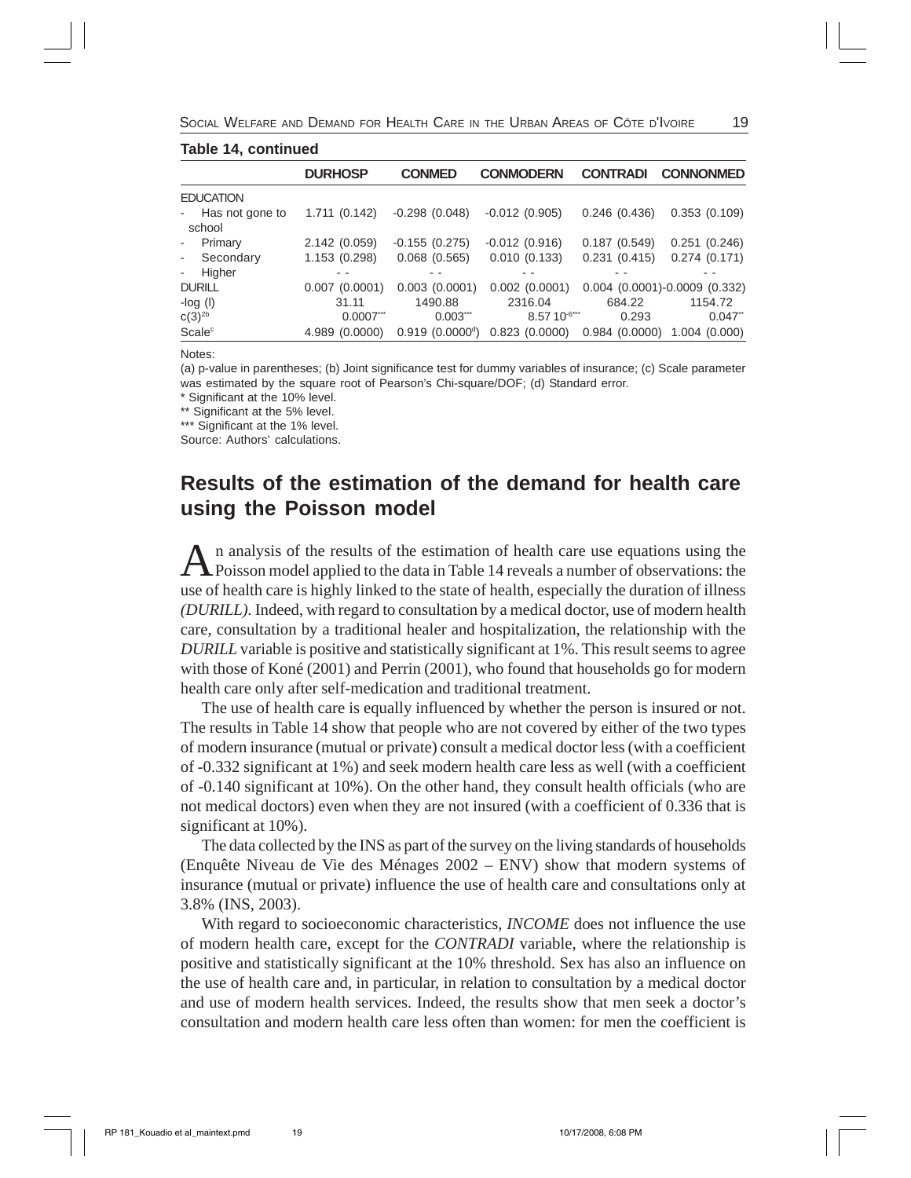**Table 14, continued**

| | DURHOSP | CONMED | CONMODERN | CONTRADI | CONNONMED |
|---|---|---|---|---|---|
| EDUCATION | | | | | |
| - Has not gone to school | 1.711 (0.142) | -0.298 (0.048) | -0.012 (0.905) | 0.246 (0.436) | 0.353 (0.109) |
| - Primary | 2.142 (0.059) | -0.155 (0.275) | -0.012 (0.916) | 0.187 (0.549) | 0.251 (0.246) |
| - Secondary | 1.153 (0.298) | 0.068 (0.565) | 0.010 (0.133) | 0.231 (0.415) | 0.274 (0.171) |
| - Higher | - - | - - | - - | - - | - - |
| DURILL | 0.007 (0.0001) | 0.003 (0.0001) | 0.002 (0.0001) | 0.004 (0.0001) | -0.0009 (0.332) |
| -log (l) | 31.11 | 1490.88 | 2316.04 | 684.22 | 1154.72 |
| c(3)[2b] | 0.0007*** | 0.003*** | 8.57 10[-6***] | 0.293 | 0.047** |
| Scale[c] | 4.989 (0.0000) | 0.919 (0.0000[d]) | 0.823 (0.0000) | 0.984 (0.0000) | 1.004 (0.000) |

Notes:

(a) p-value in parentheses; (b) Joint significance test for dummy variables of insurance; (c) Scale parameter was estimated by the square root of Pearson's Chi-square/DOF; (d) Standard error.

\* Significant at the 10% level.

\** Significant at the 5% level.

\*** Significant at the 1% level.

Source: Authors' calculations.

## Results of the estimation of the demand for health care using the Poisson model

An analysis of the results of the estimation of health care use equations using the Poisson model applied to the data in Table 14 reveals a number of observations: the use of health care is highly linked to the state of health, especially the duration of illness *(DURILL)*. Indeed, with regard to consultation by a medical doctor, use of modern health care, consultation by a traditional healer and hospitalization, the relationship with the *DURILL* variable is positive and statistically significant at 1%. This result seems to agree with those of Koné (2001) and Perrin (2001), who found that households go for modern health care only after self-medication and traditional treatment.

The use of health care is equally influenced by whether the person is insured or not. The results in Table 14 show that people who are not covered by either of the two types of modern insurance (mutual or private) consult a medical doctor less (with a coefficient of -0.332 significant at 1%) and seek modern health care less as well (with a coefficient of -0.140 significant at 10%). On the other hand, they consult health officials (who are not medical doctors) even when they are not insured (with a coefficient of 0.336 that is significant at 10%).

The data collected by the INS as part of the survey on the living standards of households (Enquête Niveau de Vie des Ménages 2002 – ENV) show that modern systems of insurance (mutual or private) influence the use of health care and consultations only at 3.8% (INS, 2003).

With regard to socioeconomic characteristics, *INCOME* does not influence the use of modern health care, except for the *CONTRADI* variable, where the relationship is positive and statistically significant at the 10% threshold. Sex has also an influence on the use of health care and, in particular, in relation to consultation by a medical doctor and use of modern health services. Indeed, the results show that men seek a doctor's consultation and modern health care less often than women: for men the coefficient is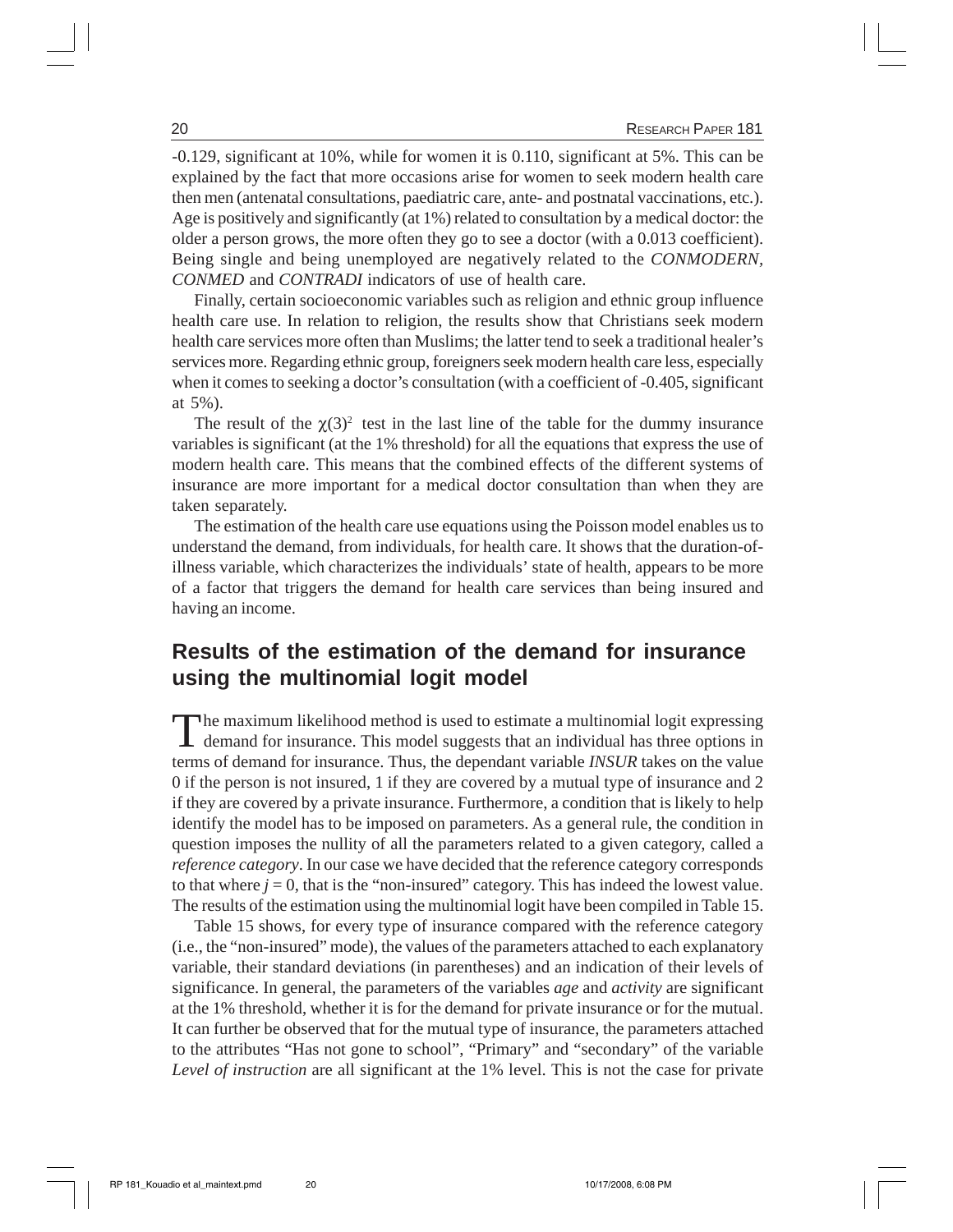-0.129, significant at 10%, while for women it is 0.110, significant at 5%. This can be explained by the fact that more occasions arise for women to seek modern health care then men (antenatal consultations, paediatric care, ante- and postnatal vaccinations, etc.). Age is positively and significantly (at 1%) related to consultation by a medical doctor: the older a person grows, the more often they go to see a doctor (with a 0.013 coefficient). Being single and being unemployed are negatively related to the *CONMODERN*, *CONMED* and *CONTRADI* indicators of use of health care.

Finally, certain socioeconomic variables such as religion and ethnic group influence health care use. In relation to religion, the results show that Christians seek modern health care services more often than Muslims; the latter tend to seek a traditional healer's services more. Regarding ethnic group, foreigners seek modern health care less, especially when it comes to seeking a doctor's consultation (with a coefficient of -0.405, significant at 5%).

The result of the $\chi(3)^2$ test in the last line of the table for the dummy insurance variables is significant (at the 1% threshold) for all the equations that express the use of modern health care. This means that the combined effects of the different systems of insurance are more important for a medical doctor consultation than when they are taken separately.

The estimation of the health care use equations using the Poisson model enables us to understand the demand, from individuals, for health care. It shows that the duration-of-illness variable, which characterizes the individuals' state of health, appears to be more of a factor that triggers the demand for health care services than being insured and having an income.

## Results of the estimation of the demand for insurance using the multinomial logit model

The maximum likelihood method is used to estimate a multinomial logit expressing demand for insurance. This model suggests that an individual has three options in terms of demand for insurance. Thus, the dependant variable *INSUR* takes on the value 0 if the person is not insured, 1 if they are covered by a mutual type of insurance and 2 if they are covered by a private insurance. Furthermore, a condition that is likely to help identify the model has to be imposed on parameters. As a general rule, the condition in question imposes the nullity of all the parameters related to a given category, called a *reference category*. In our case we have decided that the reference category corresponds to that where $j = 0$, that is the "non-insured" category. This has indeed the lowest value. The results of the estimation using the multinomial logit have been compiled in Table 15.

Table 15 shows, for every type of insurance compared with the reference category (i.e., the "non-insured" mode), the values of the parameters attached to each explanatory variable, their standard deviations (in parentheses) and an indication of their levels of significance. In general, the parameters of the variables *age* and *activity* are significant at the 1% threshold, whether it is for the demand for private insurance or for the mutual. It can further be observed that for the mutual type of insurance, the parameters attached to the attributes "Has not gone to school", "Primary" and "secondary" of the variable *Level of instruction* are all significant at the 1% level. This is not the case for private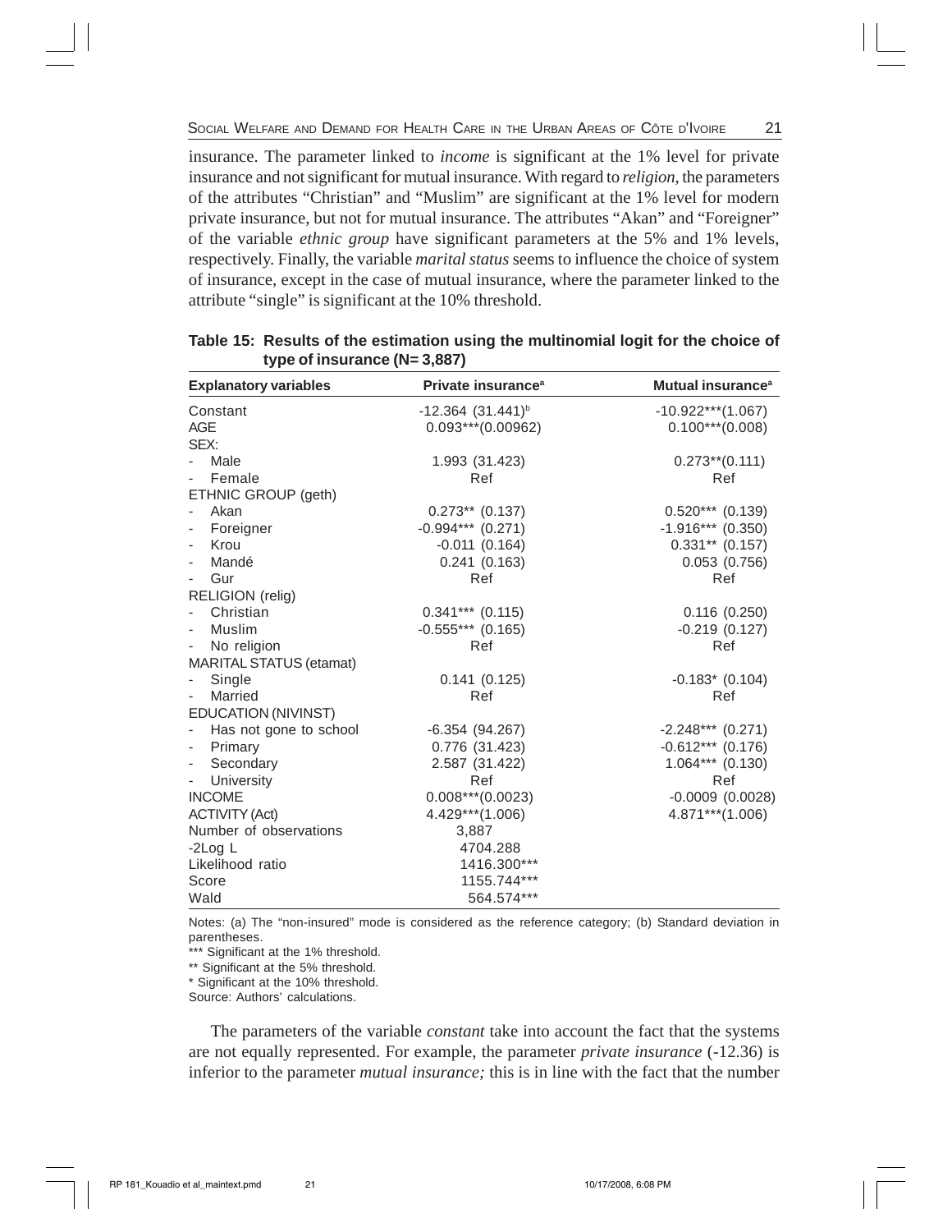insurance. The parameter linked to *income* is significant at the 1% level for private insurance and not significant for mutual insurance. With regard to *religion*, the parameters of the attributes "Christian" and "Muslim" are significant at the 1% level for modern private insurance, but not for mutual insurance. The attributes "Akan" and "Foreigner" of the variable *ethnic group* have significant parameters at the 5% and 1% levels, respectively. Finally, the variable *marital status* seems to influence the choice of system of insurance, except in the case of mutual insurance, where the parameter linked to the attribute "single" is significant at the 10% threshold.

**Table 15: Results of the estimation using the multinomial logit for the choice of type of insurance (N= 3,887)**

| Explanatory variables | Private insurance[a] | Mutual insurance[a] |
|---|---|---|
| Constant | -12.364 (31.441)[b] | -10.922***(1.067) |
| AGE | 0.093***(0.00962) | 0.100***(0.008) |
| SEX: | | |
| - Male | 1.993 (31.423) | 0.273**(0.111) |
| - Female | Ref | Ref |
| ETHNIC GROUP (geth) | | |
| - Akan | 0.273** (0.137) | 0.520*** (0.139) |
| - Foreigner | -0.994*** (0.271) | -1.916*** (0.350) |
| - Krou | -0.011 (0.164) | 0.331** (0.157) |
| - Mandé | 0.241 (0.163) | 0.053 (0.756) |
| - Gur | Ref | Ref |
| RELIGION (relig) | | |
| - Christian | 0.341*** (0.115) | 0.116 (0.250) |
| - Muslim | -0.555*** (0.165) | -0.219 (0.127) |
| - No religion | Ref | Ref |
| MARITAL STATUS (etamat) | | |
| - Single | 0.141 (0.125) | -0.183* (0.104) |
| - Married | Ref | Ref |
| EDUCATION (NIVINST) | | |
| - Has not gone to school | -6.354 (94.267) | -2.248*** (0.271) |
| - Primary | 0.776 (31.423) | -0.612*** (0.176) |
| - Secondary | 2.587 (31.422) | 1.064*** (0.130) |
| - University | Ref | Ref |
| INCOME | 0.008***(0.0023) | -0.0009 (0.0028) |
| ACTIVITY (Act) | 4.429***(1.006) | 4.871***(1.006) |
| Number of observations | 3,887 | |
| -2Log L | 4704.288 | |
| Likelihood ratio | 1416.300*** | |
| Score | 1155.744*** | |
| Wald | 564.574*** | |

Notes: (a) The "non-insured" mode is considered as the reference category; (b) Standard deviation in parentheses.

*** Significant at the 1% threshold.

** Significant at the 5% threshold.

* Significant at the 10% threshold.

Source: Authors' calculations.

The parameters of the variable *constant* take into account the fact that the systems are not equally represented. For example, the parameter *private insurance* (-12.36) is inferior to the parameter *mutual insurance;* this is in line with the fact that the number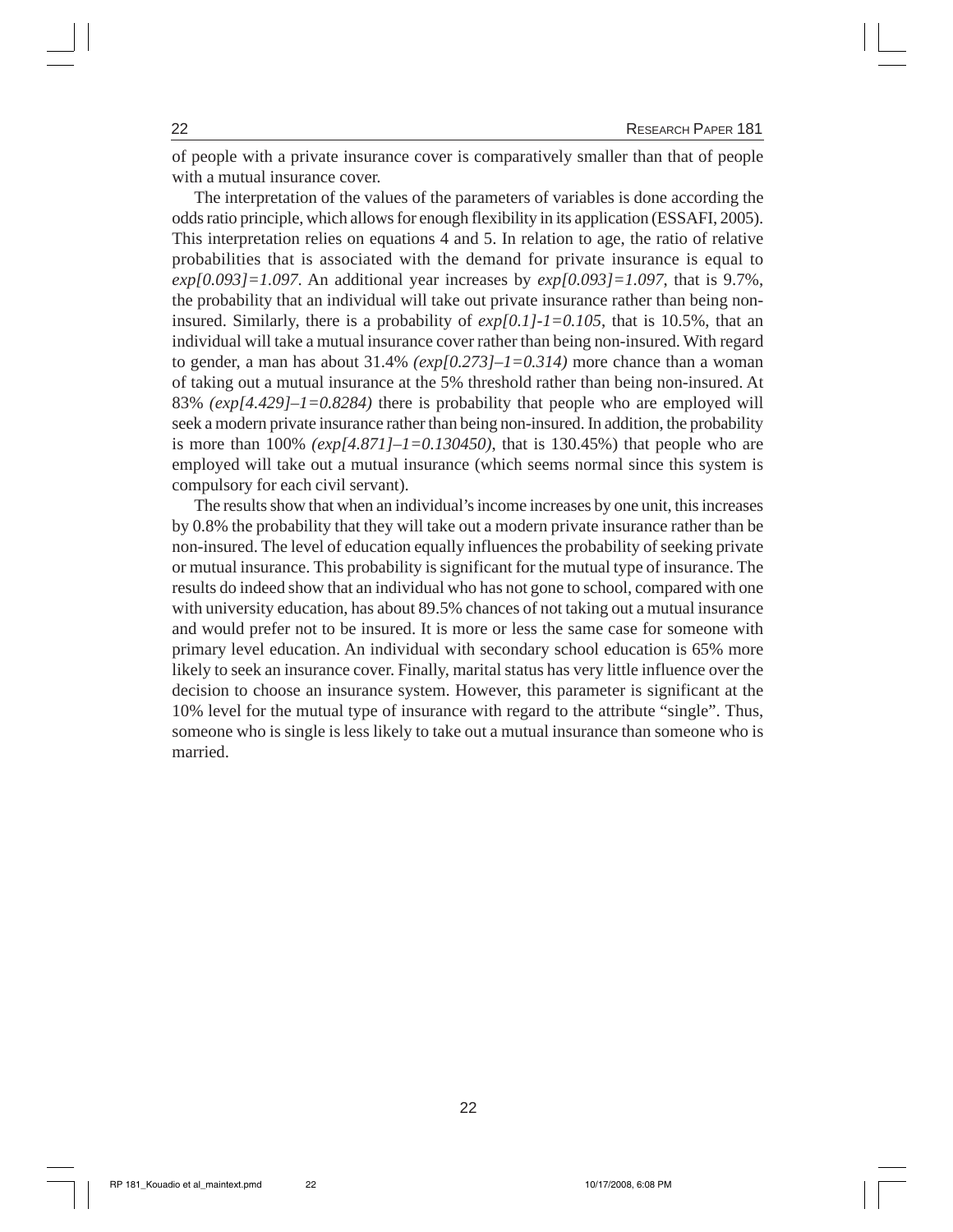of people with a private insurance cover is comparatively smaller than that of people with a mutual insurance cover.

The interpretation of the values of the parameters of variables is done according the odds ratio principle, which allows for enough flexibility in its application (ESSAFI, 2005). This interpretation relies on equations 4 and 5. In relation to age, the ratio of relative probabilities that is associated with the demand for private insurance is equal to $exp[0.093]=1.097$. An additional year increases by $exp[0.093]=1.097$, that is 9.7%, the probability that an individual will take out private insurance rather than being non-insured. Similarly, there is a probability of $exp[0.1]-1=0.105$, that is 10.5%, that an individual will take a mutual insurance cover rather than being non-insured. With regard to gender, a man has about 31.4% $(exp[0.273]–1=0.314)$ more chance than a woman of taking out a mutual insurance at the 5% threshold rather than being non-insured. At 83% $(exp[4.429]–1=0.8284)$ there is probability that people who are employed will seek a modern private insurance rather than being non-insured. In addition, the probability is more than 100% $(exp[4.871]–1=0.130450)$, that is 130.45%) that people who are employed will take out a mutual insurance (which seems normal since this system is compulsory for each civil servant).

The results show that when an individual's income increases by one unit, this increases by 0.8% the probability that they will take out a modern private insurance rather than be non-insured. The level of education equally influences the probability of seeking private or mutual insurance. This probability is significant for the mutual type of insurance. The results do indeed show that an individual who has not gone to school, compared with one with university education, has about 89.5% chances of not taking out a mutual insurance and would prefer not to be insured. It is more or less the same case for someone with primary level education. An individual with secondary school education is 65% more likely to seek an insurance cover. Finally, marital status has very little influence over the decision to choose an insurance system. However, this parameter is significant at the 10% level for the mutual type of insurance with regard to the attribute "single". Thus, someone who is single is less likely to take out a mutual insurance than someone who is married.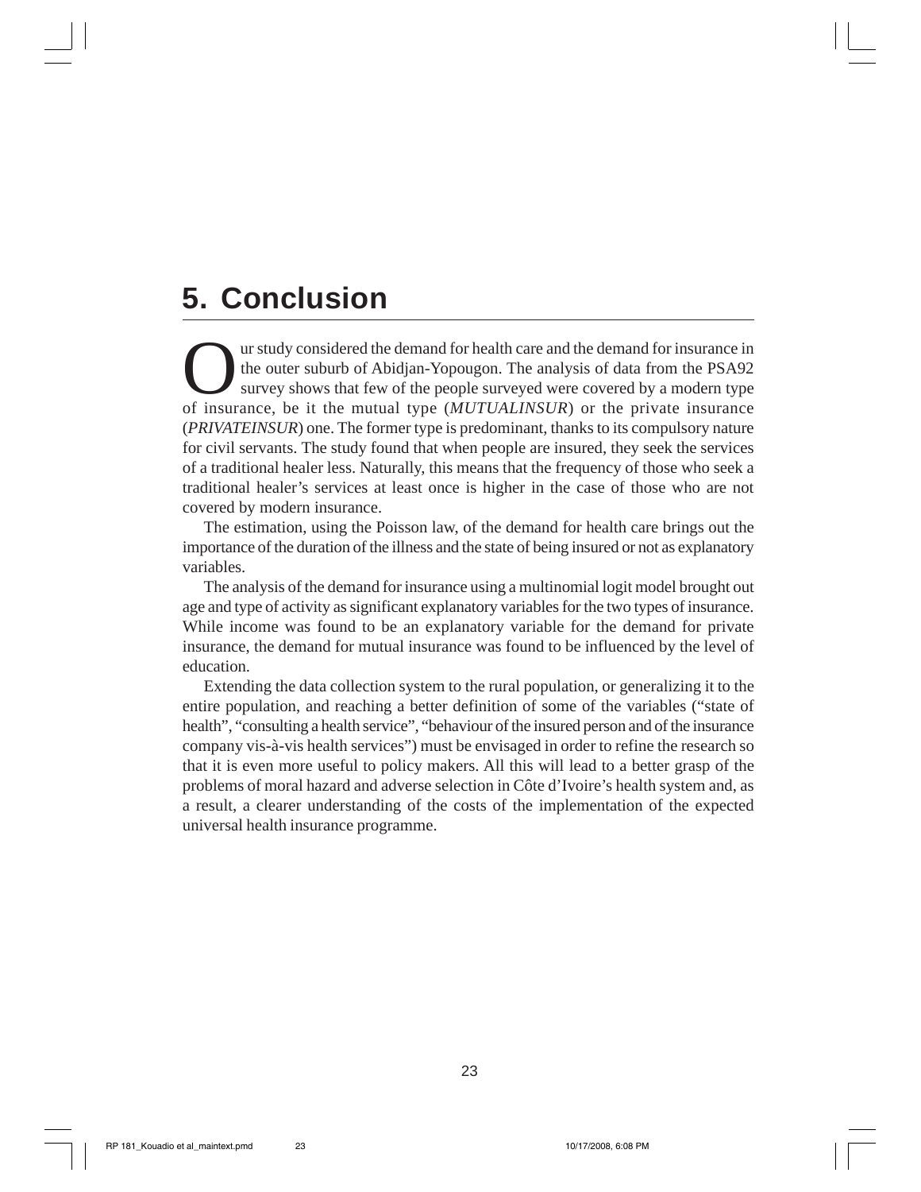# 5. Conclusion

Our study considered the demand for health care and the demand for insurance in the outer suburb of Abidjan-Yopougon. The analysis of data from the PSA92 survey shows that few of the people surveyed were covered by a modern type of insurance, be it the mutual type (*MUTUALINSUR*) or the private insurance (*PRIVATEINSUR*) one. The former type is predominant, thanks to its compulsory nature for civil servants. The study found that when people are insured, they seek the services of a traditional healer less. Naturally, this means that the frequency of those who seek a traditional healer's services at least once is higher in the case of those who are not covered by modern insurance.

The estimation, using the Poisson law, of the demand for health care brings out the importance of the duration of the illness and the state of being insured or not as explanatory variables.

The analysis of the demand for insurance using a multinomial logit model brought out age and type of activity as significant explanatory variables for the two types of insurance. While income was found to be an explanatory variable for the demand for private insurance, the demand for mutual insurance was found to be influenced by the level of education.

Extending the data collection system to the rural population, or generalizing it to the entire population, and reaching a better definition of some of the variables ("state of health", "consulting a health service", "behaviour of the insured person and of the insurance company vis-à-vis health services") must be envisaged in order to refine the research so that it is even more useful to policy makers. All this will lead to a better grasp of the problems of moral hazard and adverse selection in Côte d'Ivoire's health system and, as a result, a clearer understanding of the costs of the implementation of the expected universal health insurance programme.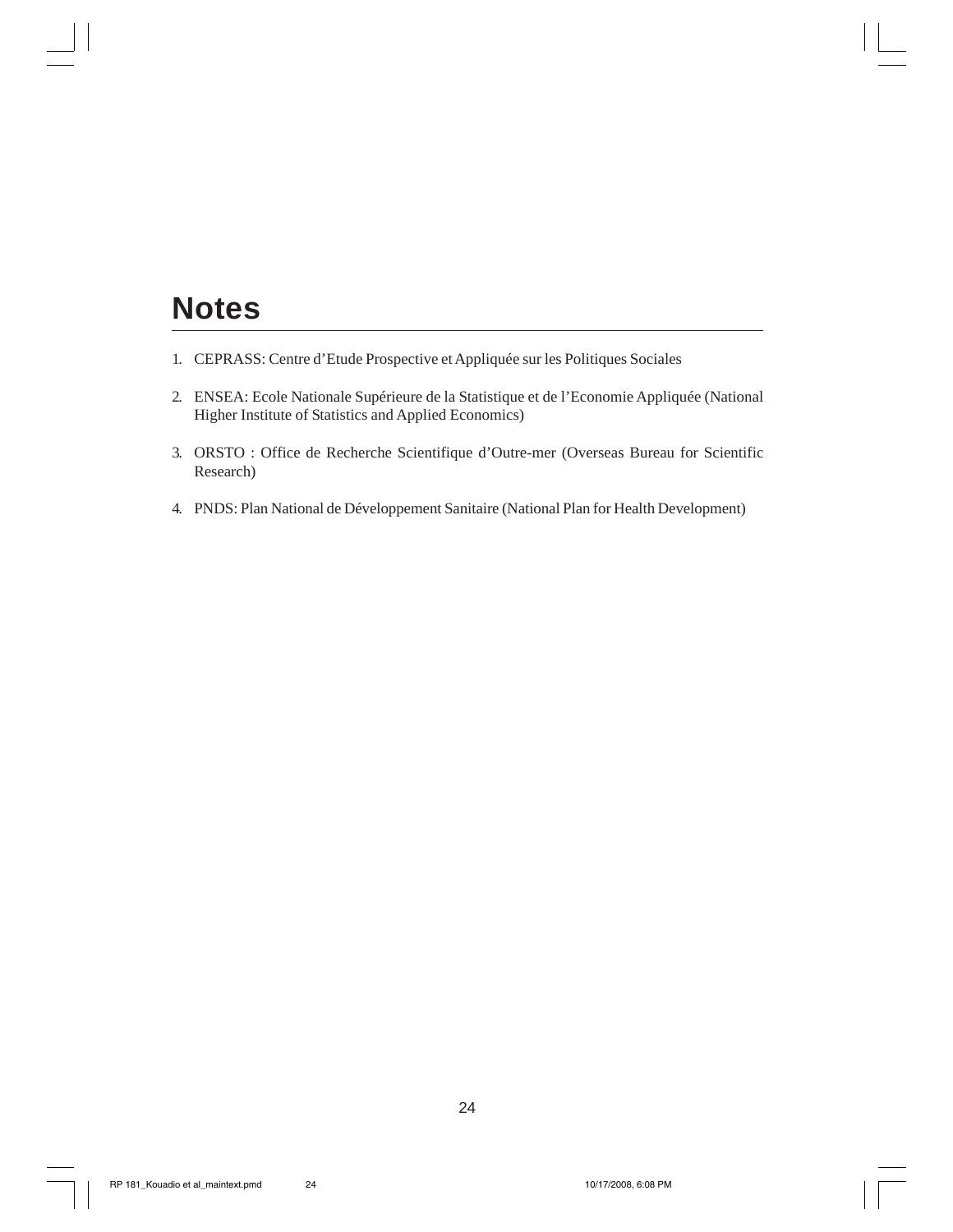# Notes

1. CEPRASS: Centre d'Etude Prospective et Appliquée sur les Politiques Sociales

2. ENSEA: Ecole Nationale Supérieure de la Statistique et de l'Economie Appliquée (National Higher Institute of Statistics and Applied Economics)

3. ORSTO : Office de Recherche Scientifique d'Outre-mer (Overseas Bureau for Scientific Research)

4. PNDS: Plan National de Développement Sanitaire (National Plan for Health Development)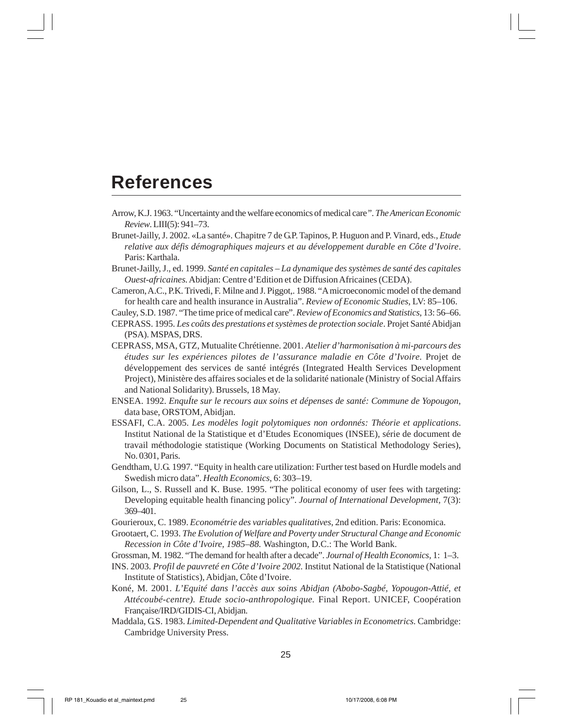# References

Arrow, K.J. 1963. "Uncertainty and the welfare economics of medical care". *The American Economic Review*. LIII(5): 941–73.

Brunet-Jailly, J. 2002. «La santé». Chapitre 7 de G.P. Tapinos, P. Huguon and P. Vinard, eds., *Etude relative aux défis démographiques majeurs et au développement durable en Côte d'Ivoire*. Paris: Karthala.

Brunet-Jailly, J., ed. 1999. *Santé en capitales – La dynamique des systèmes de santé des capitales Ouest-africaines.* Abidjan: Centre d'Edition et de Diffusion Africaines (CEDA).

Cameron, A.C., P.K. Trivedi, F. Milne and J. Piggot,. 1988. "A microeconomic model of the demand for health care and health insurance in Australia". *Review of Economic Studies*, LV: 85–106.

Cauley, S.D. 1987. "The time price of medical care". *Review of Economics and Statistics*, 13: 56–66.

CEPRASS. 1995. *Les coûts des prestations et systèmes de protection sociale*. Projet Santé Abidjan (PSA). MSPAS, DRS.

CEPRASS, MSA, GTZ, Mutualite Chrétienne. 2001. *Atelier d'harmonisation à mi-parcours des études sur les expériences pilotes de l'assurance maladie en Côte d'Ivoire.* Projet de développement des services de santé intégrés (Integrated Health Services Development Project), Ministère des affaires sociales et de la solidarité nationale (Ministry of Social Affairs and National Solidarity). Brussels, 18 May.

ENSEA. 1992. *EnquÍte sur le recours aux soins et dépenses de santé: Commune de Yopougon*, data base, ORSTOM, Abidjan.

ESSAFI, C.A. 2005. *Les modèles logit polytomiques non ordonnés: Théorie et applications*. Institut National de la Statistique et d'Etudes Economiques (INSEE), série de document de travail méthodologie statistique (Working Documents on Statistical Methodology Series), No. 0301, Paris.

Gendtham, U.G. 1997. "Equity in health care utilization: Further test based on Hurdle models and Swedish micro data". *Health Economics*, 6: 303–19.

Gilson, L., S. Russell and K. Buse. 1995. "The political economy of user fees with targeting: Developing equitable health financing policy". *Journal of International Development*, 7(3): 369–401.

Gourieroux, C. 1989. *Econométrie des variables qualitatives*, 2nd edition. Paris: Economica.

Grootaert, C. 1993. *The Evolution of Welfare and Poverty under Structural Change and Economic Recession in Côte d'Ivoire, 1985–88.* Washington, D.C.: The World Bank.

Grossman, M. 1982. "The demand for health after a decade". *Journal of Health Economics*, 1: 1–3.

INS. 2003. *Profil de pauvreté en Côte d'Ivoire 2002.* Institut National de la Statistique (National Institute of Statistics), Abidjan, Côte d'Ivoire.

Koné, M. 2001. *L'Equité dans l'accès aux soins Abidjan (Abobo-Sagbé, Yopougon-Attié, et Attécoubé-centre). Etude socio-anthropologique*. Final Report. UNICEF, Coopération Française/IRD/GIDIS-CI, Abidjan.

Maddala, G.S. 1983. *Limited-Dependent and Qualitative Variables in Econometrics*. Cambridge: Cambridge University Press.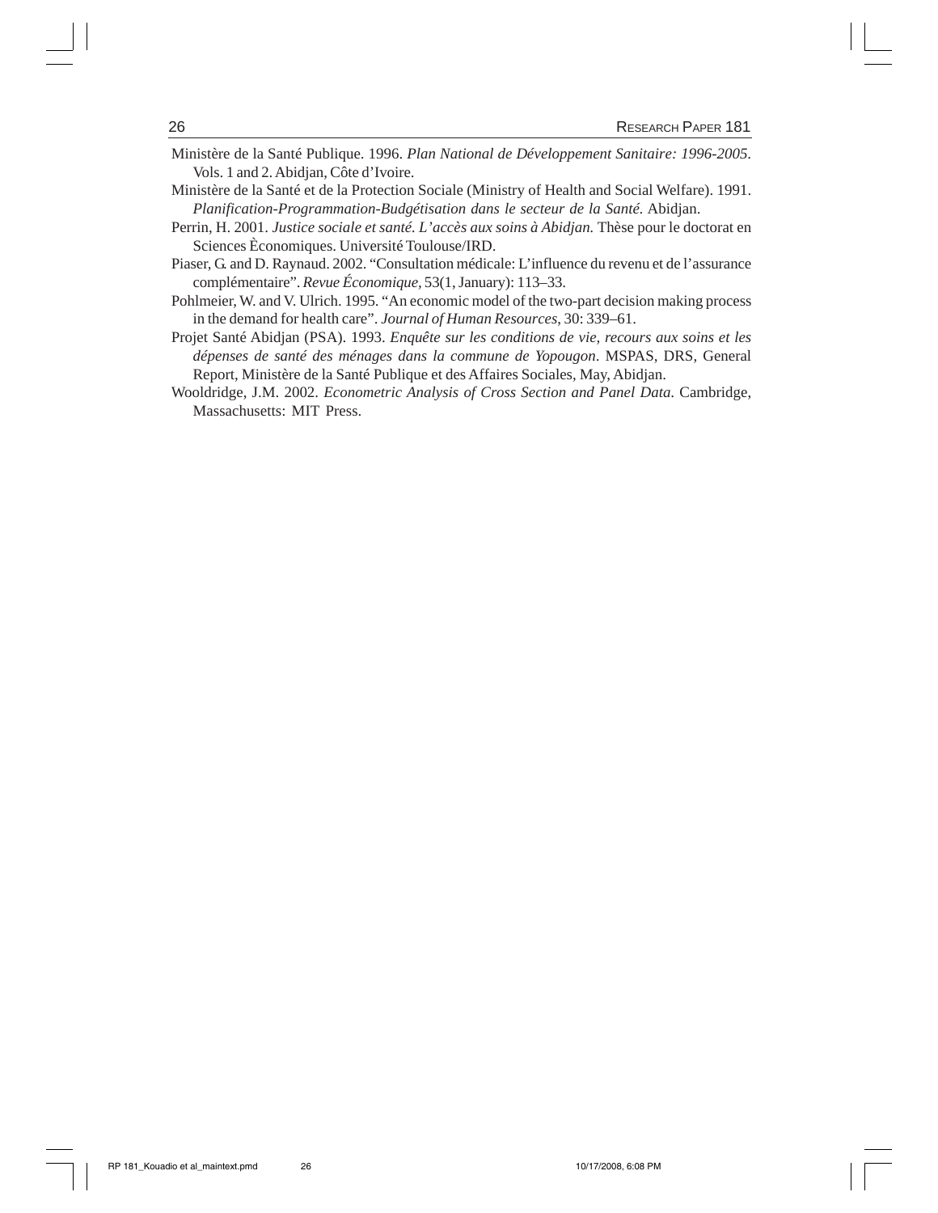Ministère de la Santé Publique. 1996. *Plan National de Développement Sanitaire: 1996-2005*. Vols. 1 and 2. Abidjan, Côte d'Ivoire.

Ministère de la Santé et de la Protection Sociale (Ministry of Health and Social Welfare). 1991. *Planification-Programmation-Budgétisation dans le secteur de la Santé*. Abidjan.

Perrin, H. 2001. *Justice sociale et santé. L'accès aux soins à Abidjan.* Thèse pour le doctorat en Sciences Èconomiques. Université Toulouse/IRD.

Piaser, G. and D. Raynaud. 2002. "Consultation médicale: L'influence du revenu et de l'assurance complémentaire". *Revue Économique*, 53(1, January): 113–33.

Pohlmeier, W. and V. Ulrich. 1995. "An economic model of the two-part decision making process in the demand for health care". *Journal of Human Resources*, 30: 339–61.

Projet Santé Abidjan (PSA). 1993. *Enquête sur les conditions de vie, recours aux soins et les dépenses de santé des ménages dans la commune de Yopougon*. MSPAS, DRS, General Report, Ministère de la Santé Publique et des Affaires Sociales, May, Abidjan.

Wooldridge, J.M. 2002. *Econometric Analysis of Cross Section and Panel Data.* Cambridge, Massachusetts: MIT Press.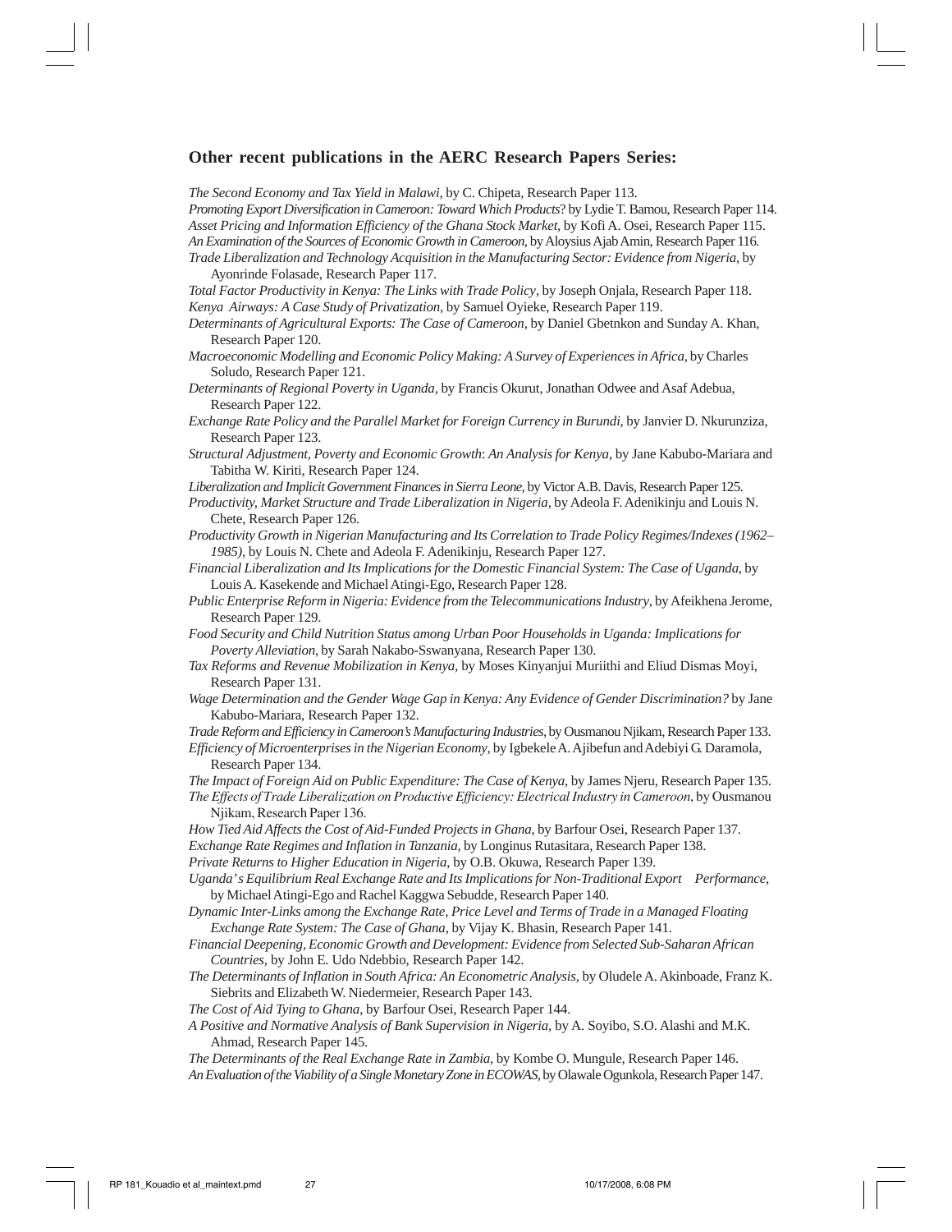## Other recent publications in the AERC Research Papers Series:

*The Second Economy and Tax Yield in Malawi*, by C. Chipeta, Research Paper 113.

*Promoting Export Diversification in Cameroon: Toward Which Products*? by Lydie T. Bamou, Research Paper 114.

*Asset Pricing and Information Efficiency of the Ghana Stock Market*, by Kofi A. Osei, Research Paper 115.

*An Examination of the Sources of Economic Growth in Cameroon*, by Aloysius Ajab Amin, Research Paper 116.

*Trade Liberalization and Technology Acquisition in the Manufacturing Sector: Evidence from Nigeria*, by Ayonrinde Folasade, Research Paper 117.

*Total Factor Productivity in Kenya: The Links with Trade Policy*, by Joseph Onjala, Research Paper 118.

*Kenya Airways: A Case Study of Privatization*, by Samuel Oyieke, Research Paper 119.

*Determinants of Agricultural Exports: The Case of Cameroon*, by Daniel Gbetnkon and Sunday A. Khan, Research Paper 120.

*Macroeconomic Modelling and Economic Policy Making: A Survey of Experiences in Africa*, by Charles Soludo, Research Paper 121.

*Determinants of Regional Poverty in Uganda*, by Francis Okurut, Jonathan Odwee and Asaf Adebua, Research Paper 122.

*Exchange Rate Policy and the Parallel Market for Foreign Currency in Burundi*, by Janvier D. Nkurunziza, Research Paper 123.

*Structural Adjustment, Poverty and Economic Growth: An Analysis for Kenya*, by Jane Kabubo-Mariara and Tabitha W. Kiriti, Research Paper 124.

*Liberalization and Implicit Government Finances in Sierra Leone*, by Victor A.B. Davis, Research Paper 125.

*Productivity, Market Structure and Trade Liberalization in Nigeria*, by Adeola F. Adenikinju and Louis N. Chete, Research Paper 126.

*Productivity Growth in Nigerian Manufacturing and Its Correlation to Trade Policy Regimes/Indexes (1962–1985)*, by Louis N. Chete and Adeola F. Adenikinju, Research Paper 127.

*Financial Liberalization and Its Implications for the Domestic Financial System: The Case of Uganda*, by Louis A. Kasekende and Michael Atingi-Ego, Research Paper 128.

*Public Enterprise Reform in Nigeria: Evidence from the Telecommunications Industry*, by Afeikhena Jerome, Research Paper 129.

*Food Security and Child Nutrition Status among Urban Poor Households in Uganda: Implications for Poverty Alleviation*, by Sarah Nakabo-Sswanyana, Research Paper 130.

*Tax Reforms and Revenue Mobilization in Kenya*, by Moses Kinyanjui Muriithi and Eliud Dismas Moyi, Research Paper 131.

*Wage Determination and the Gender Wage Gap in Kenya: Any Evidence of Gender Discrimination?* by Jane Kabubo-Mariara, Research Paper 132.

*Trade Reform and Efficiency in Cameroon's Manufacturing Industries*, by Ousmanou Njikam, Research Paper 133.

*Efficiency of Microenterprises in the Nigerian Economy*, by Igbekele A. Ajibefun and Adebiyi G. Daramola, Research Paper 134.

*The Impact of Foreign Aid on Public Expenditure: The Case of Kenya*, by James Njeru, Research Paper 135.

*The Effects of Trade Liberalization on Productive Efficiency: Electrical Industry in Cameroon*, by Ousmanou Njikam, Research Paper 136.

*How Tied Aid Affects the Cost of Aid-Funded Projects in Ghana*, by Barfour Osei, Research Paper 137.

*Exchange Rate Regimes and Inflation in Tanzania*, by Longinus Rutasitara, Research Paper 138.

*Private Returns to Higher Education in Nigeria*, by O.B. Okuwa, Research Paper 139.

*Uganda's Equilibrium Real Exchange Rate and Its Implications for Non-Traditional Export Performance*, by Michael Atingi-Ego and Rachel Kaggwa Sebudde, Research Paper 140.

*Dynamic Inter-Links among the Exchange Rate, Price Level and Terms of Trade in a Managed Floating Exchange Rate System: The Case of Ghana*, by Vijay K. Bhasin, Research Paper 141.

*Financial Deepening, Economic Growth and Development: Evidence from Selected Sub-Saharan African Countries*, by John E. Udo Ndebbio, Research Paper 142.

*The Determinants of Inflation in South Africa: An Econometric Analysis*, by Oludele A. Akinboade, Franz K. Siebrits and Elizabeth W. Niedermeier, Research Paper 143.

*The Cost of Aid Tying to Ghana*, by Barfour Osei, Research Paper 144.

*A Positive and Normative Analysis of Bank Supervision in Nigeria*, by A. Soyibo, S.O. Alashi and M.K. Ahmad, Research Paper 145.

*The Determinants of the Real Exchange Rate in Zambia*, by Kombe O. Mungule, Research Paper 146.

*An Evaluation of the Viability of a Single Monetary Zone in ECOWAS*, by Olawale Ogunkola, Research Paper 147.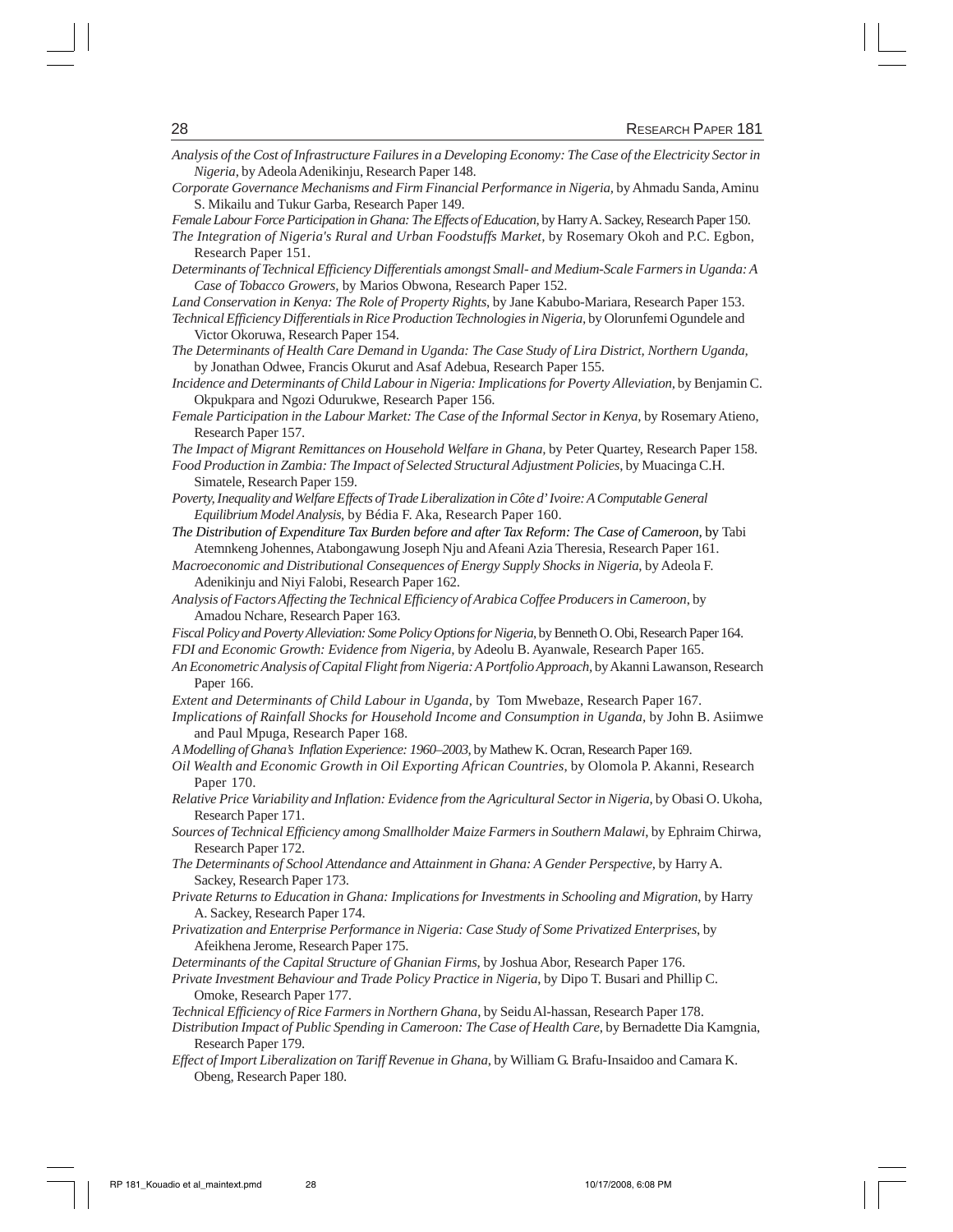*Analysis of the Cost of Infrastructure Failures in a Developing Economy: The Case of the Electricity Sector in Nigeria*, by Adeola Adenikinju, Research Paper 148.

*Corporate Governance Mechanisms and Firm Financial Performance in Nigeria*, by Ahmadu Sanda, Aminu S. Mikailu and Tukur Garba, Research Paper 149.

*Female Labour Force Participation in Ghana: The Effects of Education*, by Harry A. Sackey, Research Paper 150.

*The Integration of Nigeria's Rural and Urban Foodstuffs Market*, by Rosemary Okoh and P.C. Egbon, Research Paper 151.

*Determinants of Technical Efficiency Differentials amongst Small- and Medium-Scale Farmers in Uganda: A Case of Tobacco Growers*, by Marios Obwona, Research Paper 152.

*Land Conservation in Kenya: The Role of Property Rights*, by Jane Kabubo-Mariara, Research Paper 153.

*Technical Efficiency Differentials in Rice Production Technologies in Nigeria*, by Olorunfemi Ogundele and Victor Okoruwa, Research Paper 154.

*The Determinants of Health Care Demand in Uganda: The Case Study of Lira District, Northern Uganda*, by Jonathan Odwee, Francis Okurut and Asaf Adebua, Research Paper 155.

*Incidence and Determinants of Child Labour in Nigeria: Implications for Poverty Alleviation*, by Benjamin C. Okpukpara and Ngozi Odurukwe, Research Paper 156.

*Female Participation in the Labour Market: The Case of the Informal Sector in Kenya*, by Rosemary Atieno, Research Paper 157.

*The Impact of Migrant Remittances on Household Welfare in Ghana*, by Peter Quartey, Research Paper 158.

*Food Production in Zambia: The Impact of Selected Structural Adjustment Policies*, by Muacinga C.H. Simatele, Research Paper 159.

*Poverty, Inequality and Welfare Effects of Trade Liberalization in Côte d'Ivoire: A Computable General Equilibrium Model Analysis*, by Bédia F. Aka, Research Paper 160.

*The Distribution of Expenditure Tax Burden before and after Tax Reform: The Case of Cameroon*, by Tabi Atemnkeng Johennes, Atabongawung Joseph Nju and Afeani Azia Theresia, Research Paper 161.

*Macroeconomic and Distributional Consequences of Energy Supply Shocks in Nigeria*, by Adeola F. Adenikinju and Niyi Falobi, Research Paper 162.

*Analysis of Factors Affecting the Technical Efficiency of Arabica Coffee Producers in Cameroon*, by Amadou Nchare, Research Paper 163.

*Fiscal Policy and Poverty Alleviation: Some Policy Options for Nigeria*, by Benneth O. Obi, Research Paper 164.

*FDI and Economic Growth: Evidence from Nigeria*, by Adeolu B. Ayanwale, Research Paper 165.

*An Econometric Analysis of Capital Flight from Nigeria: A Portfolio Approach*, by Akanni Lawanson, Research Paper 166.

*Extent and Determinants of Child Labour in Uganda*, by Tom Mwebaze, Research Paper 167.

*Implications of Rainfall Shocks for Household Income and Consumption in Uganda*, by John B. Asiimwe and Paul Mpuga, Research Paper 168.

*A Modelling of Ghana's Inflation Experience: 1960–2003*, by Mathew K. Ocran, Research Paper 169.

*Oil Wealth and Economic Growth in Oil Exporting African Countries*, by Olomola P. Akanni, Research Paper 170.

*Relative Price Variability and Inflation: Evidence from the Agricultural Sector in Nigeria*, by Obasi O. Ukoha, Research Paper 171.

*Sources of Technical Efficiency among Smallholder Maize Farmers in Southern Malawi*, by Ephraim Chirwa, Research Paper 172.

*The Determinants of School Attendance and Attainment in Ghana: A Gender Perspective*, by Harry A. Sackey, Research Paper 173.

*Private Returns to Education in Ghana: Implications for Investments in Schooling and Migration*, by Harry A. Sackey, Research Paper 174.

*Privatization and Enterprise Performance in Nigeria: Case Study of Some Privatized Enterprises*, by Afeikhena Jerome, Research Paper 175.

*Determinants of the Capital Structure of Ghanian Firms*, by Joshua Abor, Research Paper 176.

*Private Investment Behaviour and Trade Policy Practice in Nigeria*, by Dipo T. Busari and Phillip C. Omoke, Research Paper 177.

*Technical Efficiency of Rice Farmers in Northern Ghana*, by Seidu Al-hassan, Research Paper 178.

*Distribution Impact of Public Spending in Cameroon: The Case of Health Care*, by Bernadette Dia Kamgnia, Research Paper 179.

*Effect of Import Liberalization on Tariff Revenue in Ghana*, by William G. Brafu-Insaidoo and Camara K. Obeng, Research Paper 180.